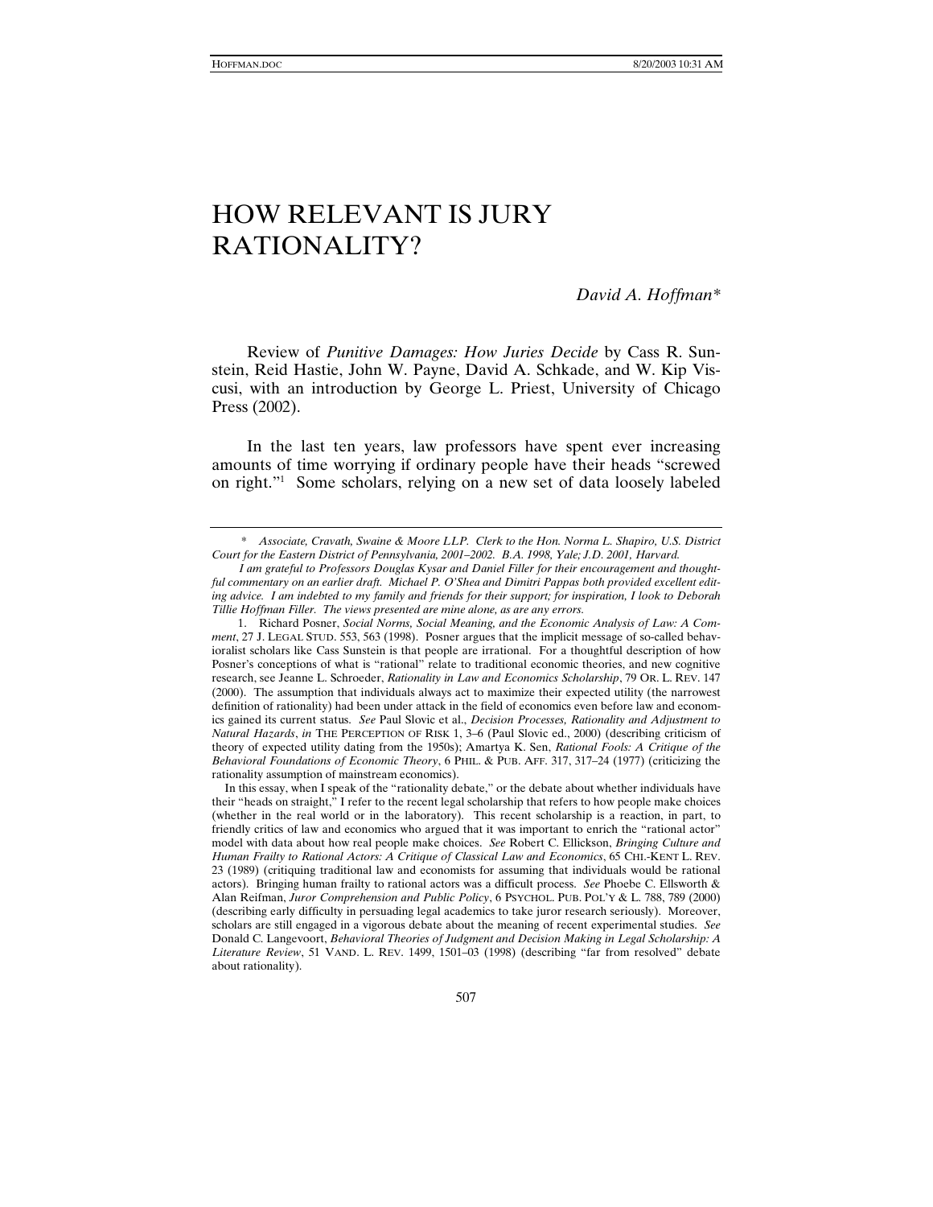# HOW RELEVANT IS JURY RATIONALITY?

*David A. Hoffman\**

Review of *Punitive Damages: How Juries Decide* by Cass R. Sunstein, Reid Hastie, John W. Payne, David A. Schkade, and W. Kip Viscusi, with an introduction by George L. Priest, University of Chicago Press (2002).

In the last ten years, law professors have spent ever increasing amounts of time worrying if ordinary people have their heads "screwed on right."[1] Some scholars, relying on a new set of data loosely labeled

---

\* *Associate, Cravath, Swaine & Moore LLP. Clerk to the Hon. Norma L. Shapiro, U.S. District Court for the Eastern District of Pennsylvania, 2001–2002. B.A. 1998, Yale; J.D. 2001, Harvard.*

*I am grateful to Professors Douglas Kysar and Daniel Filler for their encouragement and thoughtful commentary on an earlier draft. Michael P. O'Shea and Dimitri Pappas both provided excellent editing advice. I am indebted to my family and friends for their support; for inspiration, I look to Deborah Tillie Hoffman Filler. The views presented are mine alone, as are any errors.*

1. Richard Posner, *Social Norms, Social Meaning, and the Economic Analysis of Law: A Comment*, 27 J. LEGAL STUD. 553, 563 (1998). Posner argues that the implicit message of so-called behavioralist scholars like Cass Sunstein is that people are irrational. For a thoughtful description of how Posner's conceptions of what is "rational" relate to traditional economic theories, and new cognitive research, see Jeanne L. Schroeder, *Rationality in Law and Economics Scholarship*, 79 OR. L. REV. 147 (2000). The assumption that individuals always act to maximize their expected utility (the narrowest definition of rationality) had been under attack in the field of economics even before law and economics gained its current status. *See* Paul Slovic et al., *Decision Processes, Rationality and Adjustment to Natural Hazards*, *in* THE PERCEPTION OF RISK 1, 3–6 (Paul Slovic ed., 2000) (describing criticism of theory of expected utility dating from the 1950s); Amartya K. Sen, *Rational Fools: A Critique of the Behavioral Foundations of Economic Theory*, 6 PHIL. & PUB. AFF. 317, 317–24 (1977) (criticizing the rationality assumption of mainstream economics).

In this essay, when I speak of the "rationality debate," or the debate about whether individuals have their "heads on straight," I refer to the recent legal scholarship that refers to how people make choices (whether in the real world or in the laboratory). This recent scholarship is a reaction, in part, to friendly critics of law and economics who argued that it was important to enrich the "rational actor" model with data about how real people make choices. *See* Robert C. Ellickson, *Bringing Culture and Human Frailty to Rational Actors: A Critique of Classical Law and Economics*, 65 CHI.-KENT L. REV. 23 (1989) (critiquing traditional law and economists for assuming that individuals would be rational actors). Bringing human frailty to rational actors was a difficult process. *See* Phoebe C. Ellsworth & Alan Reifman, *Juror Comprehension and Public Policy*, 6 PSYCHOL. PUB. POL'Y & L. 788, 789 (2000) (describing early difficulty in persuading legal academics to take juror research seriously). Moreover, scholars are still engaged in a vigorous debate about the meaning of recent experimental studies. *See* Donald C. Langevoort, *Behavioral Theories of Judgment and Decision Making in Legal Scholarship: A Literature Review*, 51 VAND. L. REV. 1499, 1501–03 (1998) (describing "far from resolved" debate about rationality).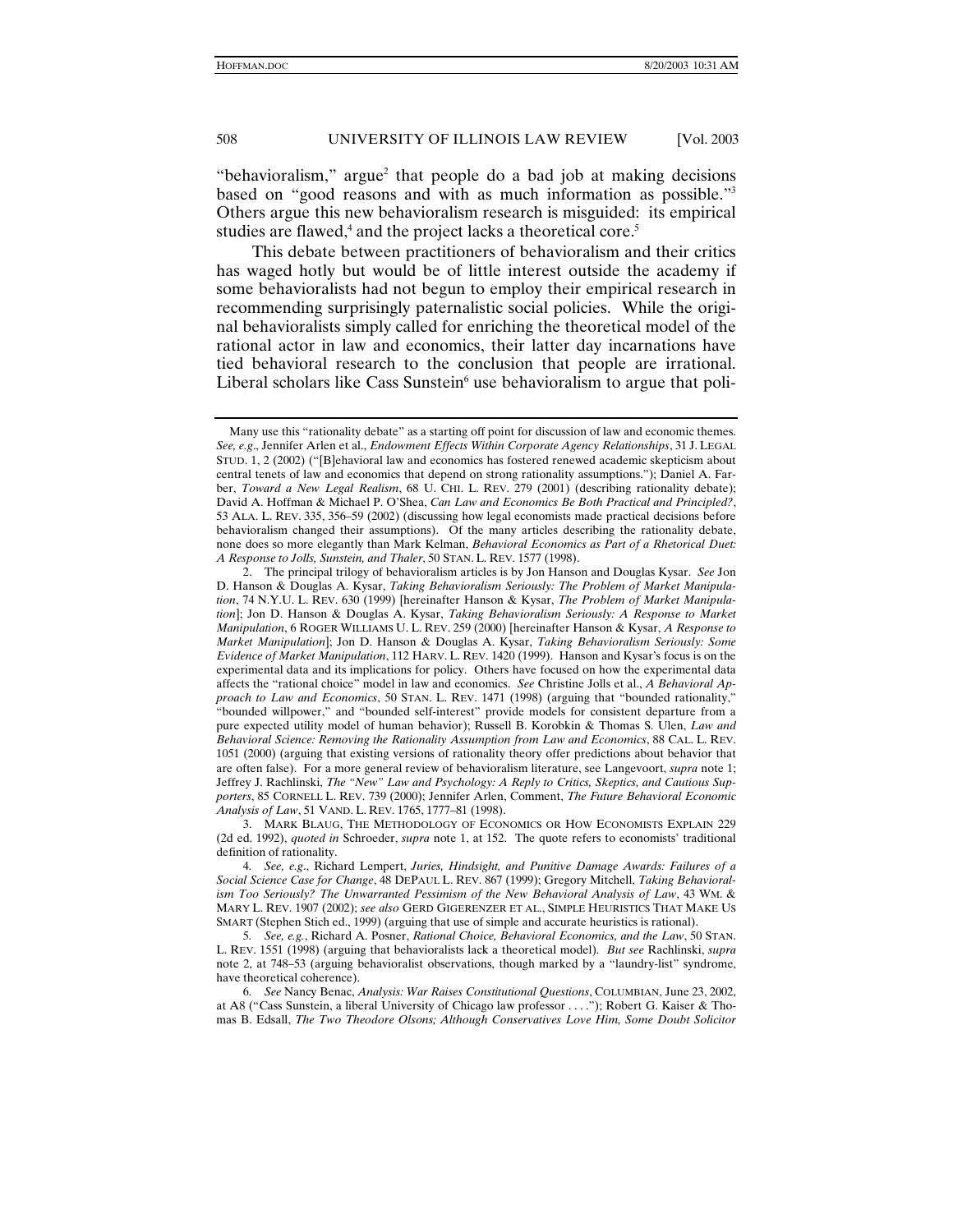"behavioralism," argue[2] that people do a bad job at making decisions based on "good reasons and with as much information as possible."[3] Others argue this new behavioralism research is misguided: its empirical studies are flawed,[4] and the project lacks a theoretical core.[5]

This debate between practitioners of behavioralism and their critics has waged hotly but would be of little interest outside the academy if some behavioralists had not begun to employ their empirical research in recommending surprisingly paternalistic social policies. While the original behavioralists simply called for enriching the theoretical model of the rational actor in law and economics, their latter day incarnations have tied behavioral research to the conclusion that people are irrational. Liberal scholars like Cass Sunstein[6] use behavioralism to argue that poli-

---

Many use this "rationality debate" as a starting off point for discussion of law and economic themes. *See, e.g.*, Jennifer Arlen et al., *Endowment Effects Within Corporate Agency Relationships*, 31 J. LEGAL STUD. 1, 2 (2002) ("[B]ehavioral law and economics has fostered renewed academic skepticism about central tenets of law and economics that depend on strong rationality assumptions."); Daniel A. Farber, *Toward a New Legal Realism*, 68 U. CHI. L. REV. 279 (2001) (describing rationality debate); David A. Hoffman & Michael P. O'Shea, *Can Law and Economics Be Both Practical and Principled?*, 53 ALA. L. REV. 335, 356–59 (2002) (discussing how legal economists made practical decisions before behavioralism changed their assumptions). Of the many articles describing the rationality debate, none does so more elegantly than Mark Kelman, *Behavioral Economics as Part of a Rhetorical Duet: A Response to Jolls, Sunstein, and Thaler*, 50 STAN. L. REV. 1577 (1998).

2. The principal trilogy of behavioralism articles is by Jon Hanson and Douglas Kysar. *See* Jon D. Hanson & Douglas A. Kysar, *Taking Behavioralism Seriously: The Problem of Market Manipulation*, 74 N.Y.U. L. REV. 630 (1999) [hereinafter Hanson & Kysar, *The Problem of Market Manipulation*]; Jon D. Hanson & Douglas A. Kysar, *Taking Behavioralism Seriously: A Response to Market Manipulation*, 6 ROGER WILLIAMS U. L. REV. 259 (2000) [hereinafter Hanson & Kysar, *A Response to Market Manipulation*]; Jon D. Hanson & Douglas A. Kysar, *Taking Behavioralism Seriously: Some Evidence of Market Manipulation*, 112 HARV. L. REV. 1420 (1999). Hanson and Kysar's focus is on the experimental data and its implications for policy. Others have focused on how the experimental data affects the "rational choice" model in law and economics. *See* Christine Jolls et al., *A Behavioral Approach to Law and Economics*, 50 STAN. L. REV. 1471 (1998) (arguing that "bounded rationality," "bounded willpower," and "bounded self-interest" provide models for consistent departure from a pure expected utility model of human behavior); Russell B. Korobkin & Thomas S. Ulen, *Law and Behavioral Science: Removing the Rationality Assumption from Law and Economics*, 88 CAL. L. REV. 1051 (2000) (arguing that existing versions of rationality theory offer predictions about behavior that are often false). For a more general review of behavioralism literature, see Langevoort, *supra* note 1; Jeffrey J. Rachlinski, *The "New" Law and Psychology: A Reply to Critics, Skeptics, and Cautious Supporters*, 85 CORNELL L. REV. 739 (2000); Jennifer Arlen, Comment, *The Future Behavioral Economic Analysis of Law*, 51 VAND. L. REV. 1765, 1777–81 (1998).

3. MARK BLAUG, THE METHODOLOGY OF ECONOMICS OR HOW ECONOMISTS EXPLAIN 229 (2d ed. 1992), *quoted in* Schroeder, *supra* note 1, at 152. The quote refers to economists' traditional definition of rationality.

4. *See, e.g.*, Richard Lempert, *Juries, Hindsight, and Punitive Damage Awards: Failures of a Social Science Case for Change*, 48 DEPAUL L. REV. 867 (1999); Gregory Mitchell, *Taking Behavioralism Too Seriously? The Unwarranted Pessimism of the New Behavioral Analysis of Law*, 43 WM. & MARY L. REV. 1907 (2002); *see also* GERD GIGERENZER ET AL., SIMPLE HEURISTICS THAT MAKE US SMART (Stephen Stich ed., 1999) (arguing that use of simple and accurate heuristics is rational).

5. *See, e.g.*, Richard A. Posner, *Rational Choice, Behavioral Economics, and the Law*, 50 STAN. L. REV. 1551 (1998) (arguing that behavioralists lack a theoretical model). *But see* Rachlinski, *supra* note 2, at 748–53 (arguing behavioralist observations, though marked by a "laundry-list" syndrome, have theoretical coherence).

6. *See* Nancy Benac, *Analysis: War Raises Constitutional Questions*, COLUMBIAN, June 23, 2002, at A8 ("Cass Sunstein, a liberal University of Chicago law professor . . . ."); Robert G. Kaiser & Thomas B. Edsall, *The Two Theodore Olsons; Although Conservatives Love Him, Some Doubt Solicitor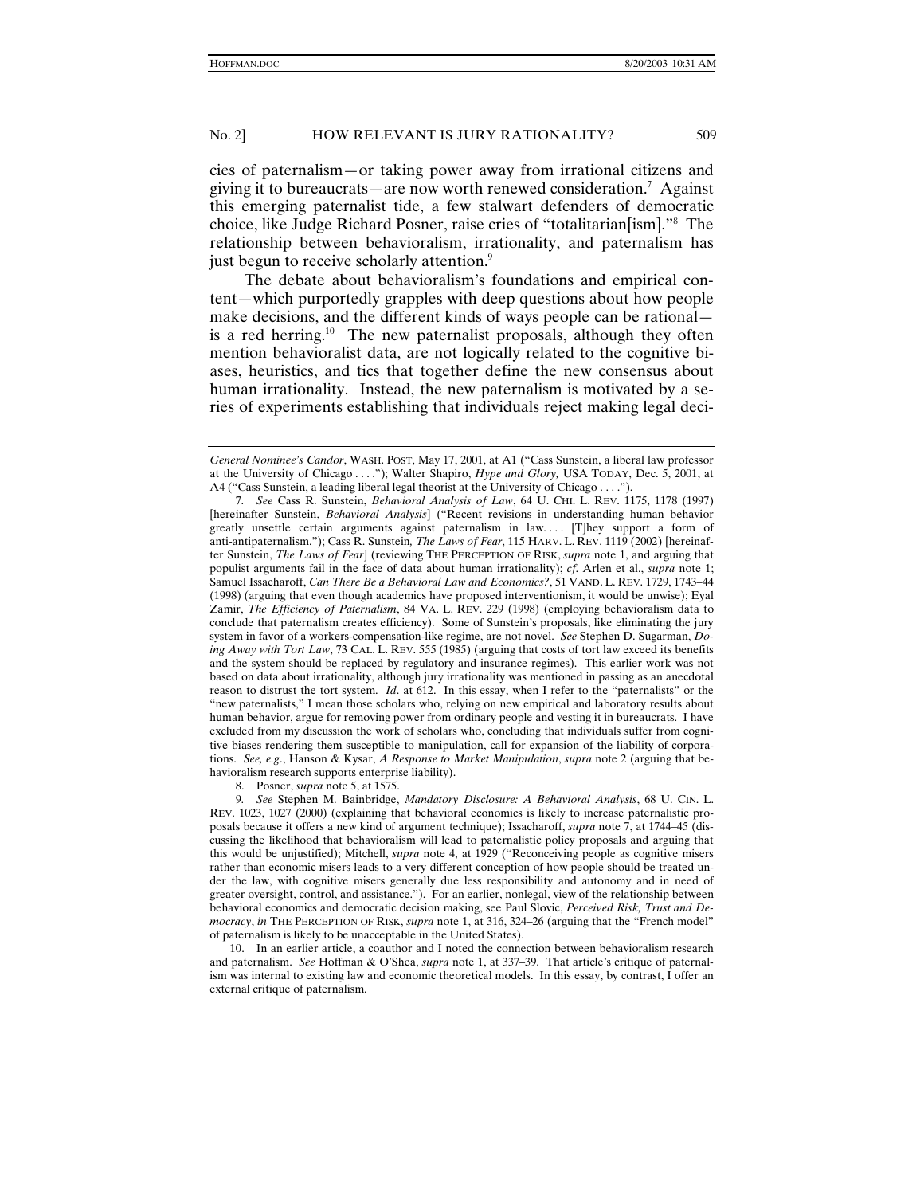cies of paternalism—or taking power away from irrational citizens and giving it to bureaucrats—are now worth renewed consideration.[7] Against this emerging paternalist tide, a few stalwart defenders of democratic choice, like Judge Richard Posner, raise cries of "totalitarian[ism]."[8] The relationship between behavioralism, irrationality, and paternalism has just begun to receive scholarly attention.[9]

The debate about behavioralism's foundations and empirical content—which purportedly grapples with deep questions about how people make decisions, and the different kinds of ways people can be rational—is a red herring.[10] The new paternalist proposals, although they often mention behavioralist data, are not logically related to the cognitive biases, heuristics, and tics that together define the new consensus about human irrationality. Instead, the new paternalism is motivated by a series of experiments establishing that individuals reject making legal deci-

---

*General Nominee's Candor*, WASH. POST, May 17, 2001, at A1 ("Cass Sunstein, a liberal law professor at the University of Chicago . . . ."); Walter Shapiro, *Hype and Glory,* USA TODAY, Dec. 5, 2001, at A4 ("Cass Sunstein, a leading liberal legal theorist at the University of Chicago . . . .").

7. *See* Cass R. Sunstein, *Behavioral Analysis of Law*, 64 U. CHI. L. REV. 1175, 1178 (1997) [hereinafter Sunstein, *Behavioral Analysis*] ("Recent revisions in understanding human behavior greatly unsettle certain arguments against paternalism in law. . . . [T]hey support a form of anti-antipaternalism."); Cass R. Sunstein*, The Laws of Fear*, 115 HARV. L. REV. 1119 (2002) [hereinafter Sunstein, *The Laws of Fear*] (reviewing THE PERCEPTION OF RISK, *supra* note 1, and arguing that populist arguments fail in the face of data about human irrationality); *cf*. Arlen et al., *supra* note 1; Samuel Issacharoff, *Can There Be a Behavioral Law and Economics?*, 51 VAND. L. REV. 1729, 1743–44 (1998) (arguing that even though academics have proposed interventionism, it would be unwise); Eyal Zamir, *The Efficiency of Paternalism*, 84 VA. L. REV. 229 (1998) (employing behavioralism data to conclude that paternalism creates efficiency). Some of Sunstein's proposals, like eliminating the jury system in favor of a workers-compensation-like regime, are not novel. *See* Stephen D. Sugarman, *Doing Away with Tort Law*, 73 CAL. L. REV. 555 (1985) (arguing that costs of tort law exceed its benefits and the system should be replaced by regulatory and insurance regimes). This earlier work was not based on data about irrationality, although jury irrationality was mentioned in passing as an anecdotal reason to distrust the tort system. *Id*. at 612. In this essay, when I refer to the "paternalists" or the "new paternalists," I mean those scholars who, relying on new empirical and laboratory results about human behavior, argue for removing power from ordinary people and vesting it in bureaucrats. I have excluded from my discussion the work of scholars who, concluding that individuals suffer from cognitive biases rendering them susceptible to manipulation, call for expansion of the liability of corporations. *See, e.g*., Hanson & Kysar, *A Response to Market Manipulation*, *supra* note 2 (arguing that behavioralism research supports enterprise liability).

8. Posner, *supra* note 5, at 1575.

9. *See* Stephen M. Bainbridge, *Mandatory Disclosure: A Behavioral Analysis*, 68 U. CIN. L. REV. 1023, 1027 (2000) (explaining that behavioral economics is likely to increase paternalistic proposals because it offers a new kind of argument technique); Issacharoff, *supra* note 7, at 1744–45 (discussing the likelihood that behavioralism will lead to paternalistic policy proposals and arguing that this would be unjustified); Mitchell, *supra* note 4, at 1929 ("Reconceiving people as cognitive misers rather than economic misers leads to a very different conception of how people should be treated under the law, with cognitive misers generally due less responsibility and autonomy and in need of greater oversight, control, and assistance."). For an earlier, nonlegal, view of the relationship between behavioral economics and democratic decision making, see Paul Slovic, *Perceived Risk, Trust and Democracy*, *in* THE PERCEPTION OF RISK, *supra* note 1, at 316, 324–26 (arguing that the "French model" of paternalism is likely to be unacceptable in the United States).

10. In an earlier article, a coauthor and I noted the connection between behavioralism research and paternalism. *See* Hoffman & O'Shea, *supra* note 1, at 337–39. That article's critique of paternalism was internal to existing law and economic theoretical models. In this essay, by contrast, I offer an external critique of paternalism.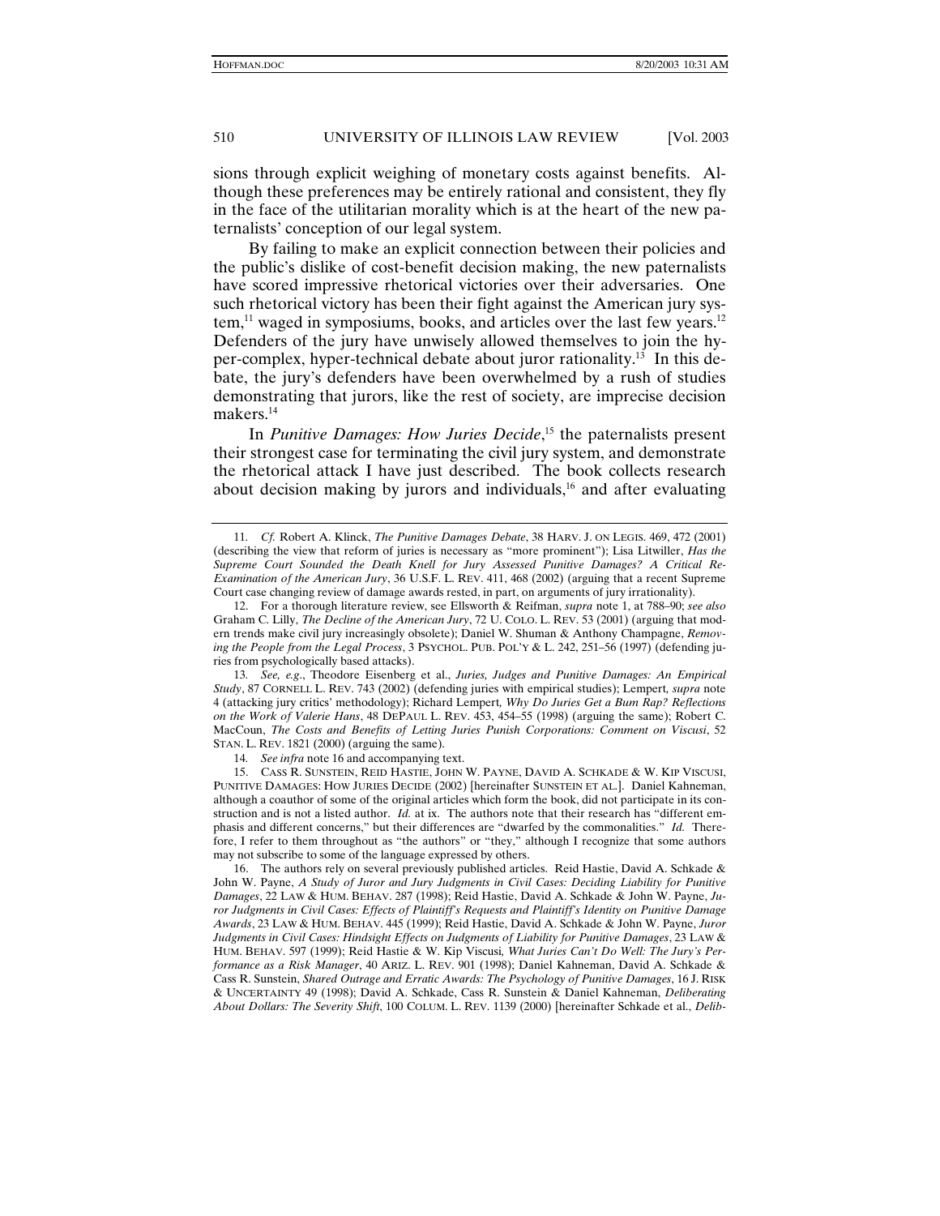sions through explicit weighing of monetary costs against benefits. Although these preferences may be entirely rational and consistent, they fly in the face of the utilitarian morality which is at the heart of the new paternalists' conception of our legal system.

By failing to make an explicit connection between their policies and the public's dislike of cost-benefit decision making, the new paternalists have scored impressive rhetorical victories over their adversaries. One such rhetorical victory has been their fight against the American jury system,[11] waged in symposiums, books, and articles over the last few years.[12] Defenders of the jury have unwisely allowed themselves to join the hyper-complex, hyper-technical debate about juror rationality.[13] In this debate, the jury's defenders have been overwhelmed by a rush of studies demonstrating that jurors, like the rest of society, are imprecise decision makers.[14]

In *Punitive Damages: How Juries Decide*,[15] the paternalists present their strongest case for terminating the civil jury system, and demonstrate the rhetorical attack I have just described. The book collects research about decision making by jurors and individuals,[16] and after evaluating

---

11. *Cf.* Robert A. Klinck, *The Punitive Damages Debate*, 38 HARV. J. ON LEGIS. 469, 472 (2001) (describing the view that reform of juries is necessary as "more prominent"); Lisa Litwiller, *Has the Supreme Court Sounded the Death Knell for Jury Assessed Punitive Damages? A Critical Re-Examination of the American Jury*, 36 U.S.F. L. REV. 411, 468 (2002) (arguing that a recent Supreme Court case changing review of damage awards rested, in part, on arguments of jury irrationality).

12. For a thorough literature review, see Ellsworth & Reifman, *supra* note 1, at 788–90; *see also* Graham C. Lilly, *The Decline of the American Jury*, 72 U. COLO. L. REV. 53 (2001) (arguing that modern trends make civil jury increasingly obsolete); Daniel W. Shuman & Anthony Champagne, *Removing the People from the Legal Process*, 3 PSYCHOL. PUB. POL'Y & L. 242, 251–56 (1997) (defending juries from psychologically based attacks).

13. *See, e.g.*, Theodore Eisenberg et al., *Juries, Judges and Punitive Damages: An Empirical Study*, 87 CORNELL L. REV. 743 (2002) (defending juries with empirical studies); Lempert, *supra* note 4 (attacking jury critics' methodology); Richard Lempert, *Why Do Juries Get a Bum Rap? Reflections on the Work of Valerie Hans*, 48 DEPAUL L. REV. 453, 454–55 (1998) (arguing the same); Robert C. MacCoun, *The Costs and Benefits of Letting Juries Punish Corporations: Comment on Viscusi*, 52 STAN. L. REV. 1821 (2000) (arguing the same).

14. *See infra* note 16 and accompanying text.

15. CASS R. SUNSTEIN, REID HASTIE, JOHN W. PAYNE, DAVID A. SCHKADE & W. KIP VISCUSI, PUNITIVE DAMAGES: HOW JURIES DECIDE (2002) [hereinafter SUNSTEIN ET AL.]. Daniel Kahneman, although a coauthor of some of the original articles which form the book, did not participate in its construction and is not a listed author. *Id.* at ix. The authors note that their research has "different emphasis and different concerns," but their differences are "dwarfed by the commonalities." *Id.* Therefore, I refer to them throughout as "the authors" or "they," although I recognize that some authors may not subscribe to some of the language expressed by others.

16. The authors rely on several previously published articles. Reid Hastie, David A. Schkade & John W. Payne, *A Study of Juror and Jury Judgments in Civil Cases: Deciding Liability for Punitive Damages*, 22 LAW & HUM. BEHAV. 287 (1998); Reid Hastie, David A. Schkade & John W. Payne, *Juror Judgments in Civil Cases: Effects of Plaintiff's Requests and Plaintiff's Identity on Punitive Damage Awards*, 23 LAW & HUM. BEHAV. 445 (1999); Reid Hastie, David A. Schkade & John W. Payne, *Juror Judgments in Civil Cases: Hindsight Effects on Judgments of Liability for Punitive Damages*, 23 LAW & HUM. BEHAV. 597 (1999); Reid Hastie & W. Kip Viscusi, *What Juries Can't Do Well: The Jury's Performance as a Risk Manager*, 40 ARIZ. L. REV. 901 (1998); Daniel Kahneman, David A. Schkade & Cass R. Sunstein, *Shared Outrage and Erratic Awards: The Psychology of Punitive Damages*, 16 J. RISK & UNCERTAINTY 49 (1998); David A. Schkade, Cass R. Sunstein & Daniel Kahneman, *Deliberating About Dollars: The Severity Shift*, 100 COLUM. L. REV. 1139 (2000) [hereinafter Schkade et al., *Delib-*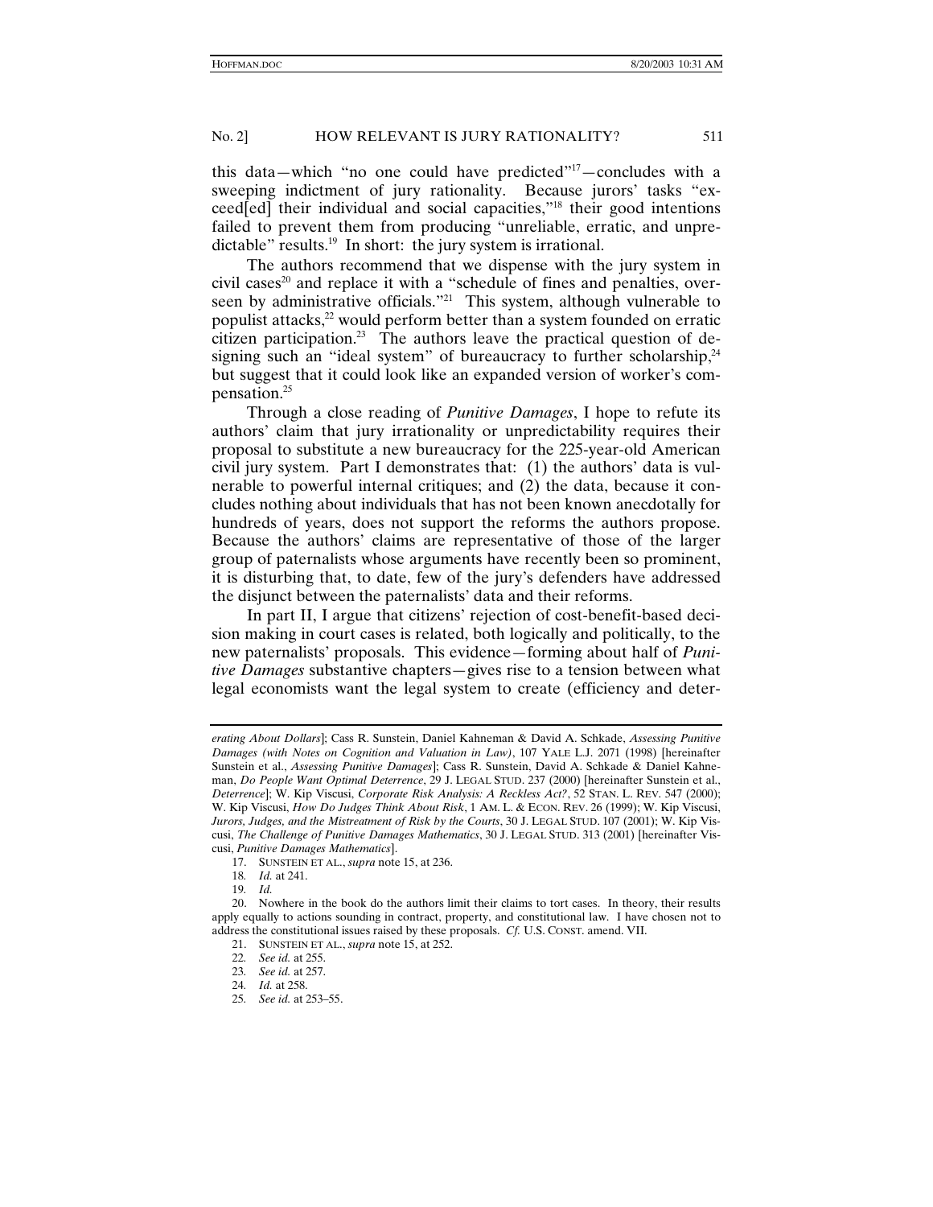this data—which "no one could have predicted"[17]—concludes with a sweeping indictment of jury rationality. Because jurors' tasks "exceed[ed] their individual and social capacities,"[18] their good intentions failed to prevent them from producing "unreliable, erratic, and unpredictable" results.[19] In short: the jury system is irrational.

The authors recommend that we dispense with the jury system in civil cases[20] and replace it with a "schedule of fines and penalties, overseen by administrative officials."[21] This system, although vulnerable to populist attacks,[22] would perform better than a system founded on erratic citizen participation.[23] The authors leave the practical question of designing such an "ideal system" of bureaucracy to further scholarship,[24] but suggest that it could look like an expanded version of worker's compensation.[25]

Through a close reading of *Punitive Damages*, I hope to refute its authors' claim that jury irrationality or unpredictability requires their proposal to substitute a new bureaucracy for the 225-year-old American civil jury system. Part I demonstrates that: (1) the authors' data is vulnerable to powerful internal critiques; and (2) the data, because it concludes nothing about individuals that has not been known anecdotally for hundreds of years, does not support the reforms the authors propose. Because the authors' claims are representative of those of the larger group of paternalists whose arguments have recently been so prominent, it is disturbing that, to date, few of the jury's defenders have addressed the disjunct between the paternalists' data and their reforms.

In part II, I argue that citizens' rejection of cost-benefit-based decision making in court cases is related, both logically and politically, to the new paternalists' proposals. This evidence—forming about half of *Punitive Damages* substantive chapters—gives rise to a tension between what legal economists want the legal system to create (efficiency and deter-

---

*erating About Dollars*]; Cass R. Sunstein, Daniel Kahneman & David A. Schkade, *Assessing Punitive Damages (with Notes on Cognition and Valuation in Law)*, 107 YALE L.J. 2071 (1998) [hereinafter Sunstein et al., *Assessing Punitive Damages*]; Cass R. Sunstein, David A. Schkade & Daniel Kahneman, *Do People Want Optimal Deterrence*, 29 J. LEGAL STUD. 237 (2000) [hereinafter Sunstein et al., *Deterrence*]; W. Kip Viscusi, *Corporate Risk Analysis: A Reckless Act?*, 52 STAN. L. REV. 547 (2000); W. Kip Viscusi, *How Do Judges Think About Risk*, 1 AM. L. & ECON. REV. 26 (1999); W. Kip Viscusi, *Jurors, Judges, and the Mistreatment of Risk by the Courts*, 30 J. LEGAL STUD. 107 (2001); W. Kip Viscusi, *The Challenge of Punitive Damages Mathematics*, 30 J. LEGAL STUD. 313 (2001) [hereinafter Viscusi, *Punitive Damages Mathematics*].

17. SUNSTEIN ET AL., *supra* note 15, at 236.

18. *Id.* at 241.

19. *Id.*

20. Nowhere in the book do the authors limit their claims to tort cases. In theory, their results apply equally to actions sounding in contract, property, and constitutional law. I have chosen not to address the constitutional issues raised by these proposals. *Cf.* U.S. CONST. amend. VII.

21. SUNSTEIN ET AL., *supra* note 15, at 252.

22. *See id.* at 255.

23. *See id.* at 257.

24. *Id.* at 258.

25. *See id.* at 253–55.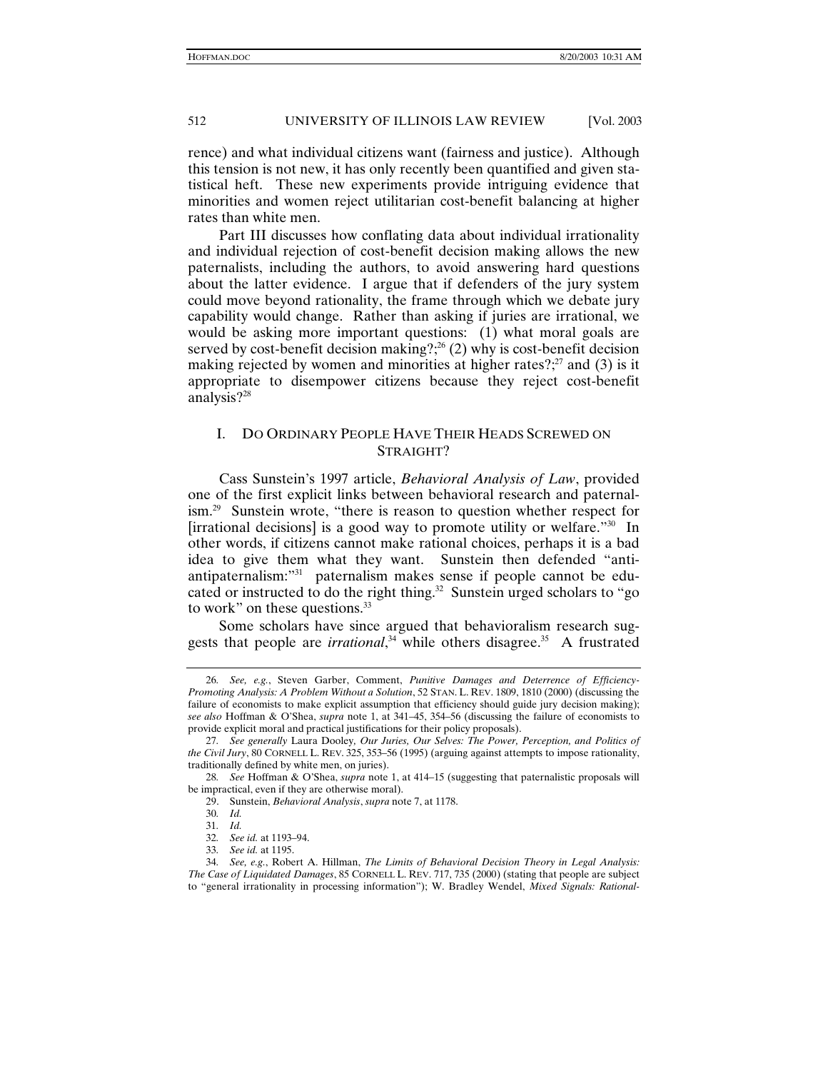rence) and what individual citizens want (fairness and justice). Although this tension is not new, it has only recently been quantified and given statistical heft. These new experiments provide intriguing evidence that minorities and women reject utilitarian cost-benefit balancing at higher rates than white men.

Part III discusses how conflating data about individual irrationality and individual rejection of cost-benefit decision making allows the new paternalists, including the authors, to avoid answering hard questions about the latter evidence. I argue that if defenders of the jury system could move beyond rationality, the frame through which we debate jury capability would change. Rather than asking if juries are irrational, we would be asking more important questions: (1) what moral goals are served by cost-benefit decision making?;[26] (2) why is cost-benefit decision making rejected by women and minorities at higher rates?;[27] and (3) is it appropriate to disempower citizens because they reject cost-benefit analysis?[28]

## I. Do Ordinary People Have Their Heads Screwed on Straight?

Cass Sunstein's 1997 article, *Behavioral Analysis of Law*, provided one of the first explicit links between behavioral research and paternalism.[29] Sunstein wrote, "there is reason to question whether respect for [irrational decisions] is a good way to promote utility or welfare."[30] In other words, if citizens cannot make rational choices, perhaps it is a bad idea to give them what they want. Sunstein then defended "anti-antipaternalism:"[31] paternalism makes sense if people cannot be educated or instructed to do the right thing.[32] Sunstein urged scholars to "go to work" on these questions.[33]

Some scholars have since argued that behavioralism research suggests that people are *irrational*,[34] while others disagree.[35] A frustrated

---

26. *See, e.g.*, Steven Garber, Comment, *Punitive Damages and Deterrence of Efficiency-Promoting Analysis: A Problem Without a Solution*, 52 STAN. L. REV. 1809, 1810 (2000) (discussing the failure of economists to make explicit assumption that efficiency should guide jury decision making); *see also* Hoffman & O'Shea, *supra* note 1, at 341–45, 354–56 (discussing the failure of economists to provide explicit moral and practical justifications for their policy proposals).

27. *See generally* Laura Dooley, *Our Juries, Our Selves: The Power, Perception, and Politics of the Civil Jury*, 80 CORNELL L. REV. 325, 353–56 (1995) (arguing against attempts to impose rationality, traditionally defined by white men, on juries).

28. *See* Hoffman & O'Shea, *supra* note 1, at 414–15 (suggesting that paternalistic proposals will be impractical, even if they are otherwise moral).

29. Sunstein, *Behavioral Analysis*, *supra* note 7, at 1178.

30. *Id.*

31. *Id.*

32. *See id.* at 1193–94.

33. *See id.* at 1195.

34. *See, e.g.*, Robert A. Hillman, *The Limits of Behavioral Decision Theory in Legal Analysis: The Case of Liquidated Damages*, 85 CORNELL L. REV. 717, 735 (2000) (stating that people are subject to "general irrationality in processing information"); W. Bradley Wendel, *Mixed Signals: Rational-*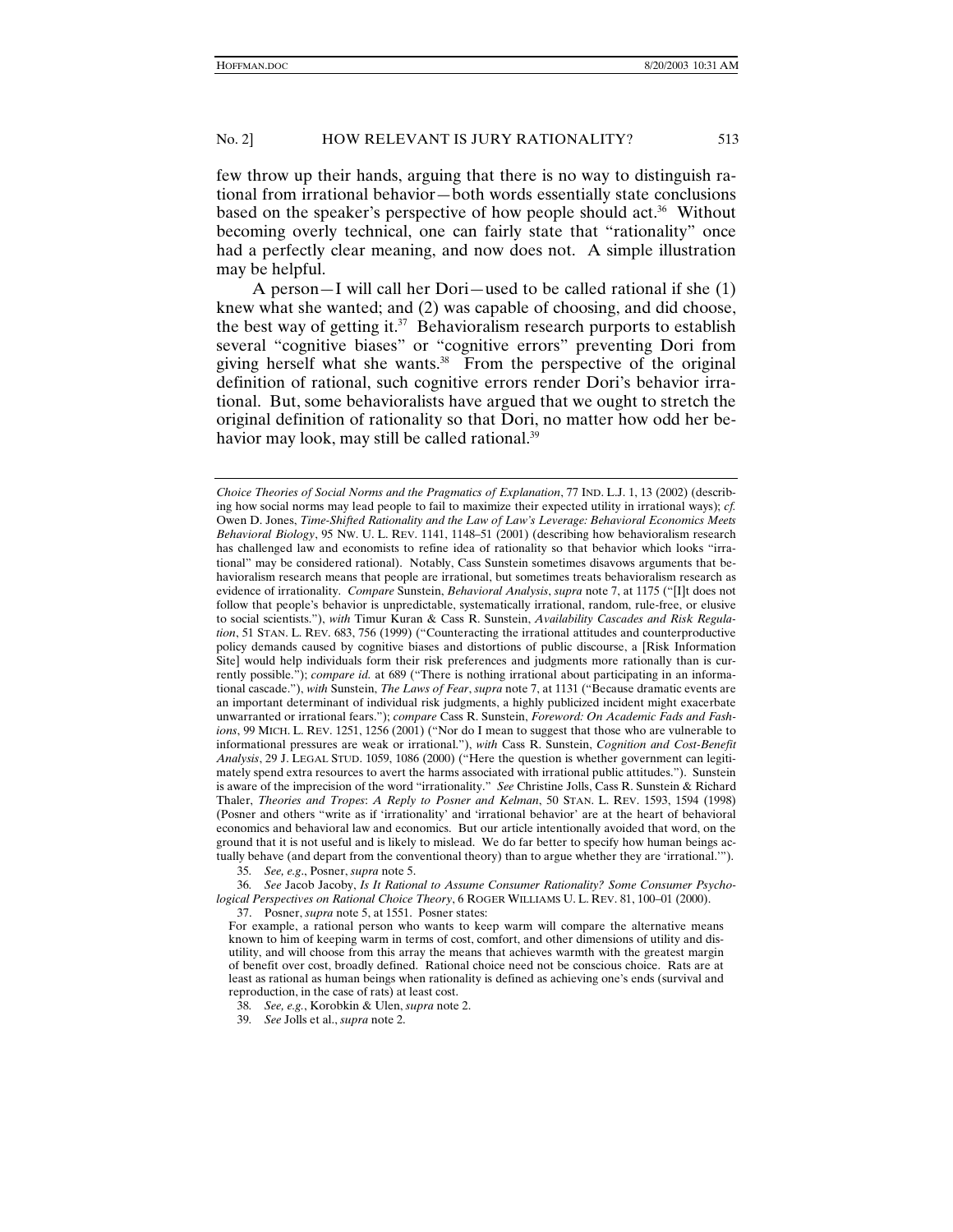few throw up their hands, arguing that there is no way to distinguish rational from irrational behavior—both words essentially state conclusions based on the speaker's perspective of how people should act.[36] Without becoming overly technical, one can fairly state that "rationality" once had a perfectly clear meaning, and now does not. A simple illustration may be helpful.

A person—I will call her Dori—used to be called rational if she (1) knew what she wanted; and (2) was capable of choosing, and did choose, the best way of getting it.[37] Behavioralism research purports to establish several "cognitive biases" or "cognitive errors" preventing Dori from giving herself what she wants.[38] From the perspective of the original definition of rational, such cognitive errors render Dori's behavior irrational. But, some behavioralists have argued that we ought to stretch the original definition of rationality so that Dori, no matter how odd her behavior may look, may still be called rational.[39]

---

*Choice Theories of Social Norms and the Pragmatics of Explanation*, 77 IND. L.J. 1, 13 (2002) (describing how social norms may lead people to fail to maximize their expected utility in irrational ways); *cf.* Owen D. Jones, *Time-Shifted Rationality and the Law of Law's Leverage: Behavioral Economics Meets Behavioral Biology*, 95 NW. U. L. REV. 1141, 1148–51 (2001) (describing how behavioralism research has challenged law and economists to refine idea of rationality so that behavior which looks "irrational" may be considered rational). Notably, Cass Sunstein sometimes disavows arguments that behavioralism research means that people are irrational, but sometimes treats behavioralism research as evidence of irrationality. *Compare* Sunstein, *Behavioral Analysis*, *supra* note 7, at 1175 ("[I]t does not follow that people's behavior is unpredictable, systematically irrational, random, rule-free, or elusive to social scientists."), *with* Timur Kuran & Cass R. Sunstein, *Availability Cascades and Risk Regulation*, 51 STAN. L. REV. 683, 756 (1999) ("Counteracting the irrational attitudes and counterproductive policy demands caused by cognitive biases and distortions of public discourse, a [Risk Information Site] would help individuals form their risk preferences and judgments more rationally than is currently possible."); *compare id.* at 689 ("There is nothing irrational about participating in an informational cascade."), *with* Sunstein, *The Laws of Fear*, *supra* note 7, at 1131 ("Because dramatic events are an important determinant of individual risk judgments, a highly publicized incident might exacerbate unwarranted or irrational fears."); *compare* Cass R. Sunstein, *Foreword: On Academic Fads and Fashions*, 99 MICH. L. REV. 1251, 1256 (2001) ("Nor do I mean to suggest that those who are vulnerable to informational pressures are weak or irrational."), *with* Cass R. Sunstein, *Cognition and Cost-Benefit Analysis*, 29 J. LEGAL STUD. 1059, 1086 (2000) ("Here the question is whether government can legitimately spend extra resources to avert the harms associated with irrational public attitudes."). Sunstein is aware of the imprecision of the word "irrationality." *See* Christine Jolls, Cass R. Sunstein & Richard Thaler, *Theories and Tropes*: *A Reply to Posner and Kelman*, 50 STAN. L. REV. 1593, 1594 (1998) (Posner and others "write as if 'irrationality' and 'irrational behavior' are at the heart of behavioral economics and behavioral law and economics. But our article intentionally avoided that word, on the ground that it is not useful and is likely to mislead. We do far better to specify how human beings actually behave (and depart from the conventional theory) than to argue whether they are 'irrational.'").

35. *See, e.g*., Posner, *supra* note 5.

36. *See* Jacob Jacoby, *Is It Rational to Assume Consumer Rationality? Some Consumer Psychological Perspectives on Rational Choice Theory*, 6 ROGER WILLIAMS U. L. REV. 81, 100–01 (2000).

37. Posner, *supra* note 5, at 1551. Posner states:

> For example, a rational person who wants to keep warm will compare the alternative means known to him of keeping warm in terms of cost, comfort, and other dimensions of utility and disutility, and will choose from this array the means that achieves warmth with the greatest margin of benefit over cost, broadly defined. Rational choice need not be conscious choice. Rats are at least as rational as human beings when rationality is defined as achieving one's ends (survival and reproduction, in the case of rats) at least cost.

38. *See, e.g.*, Korobkin & Ulen, *supra* note 2.

39. *See* Jolls et al., *supra* note 2.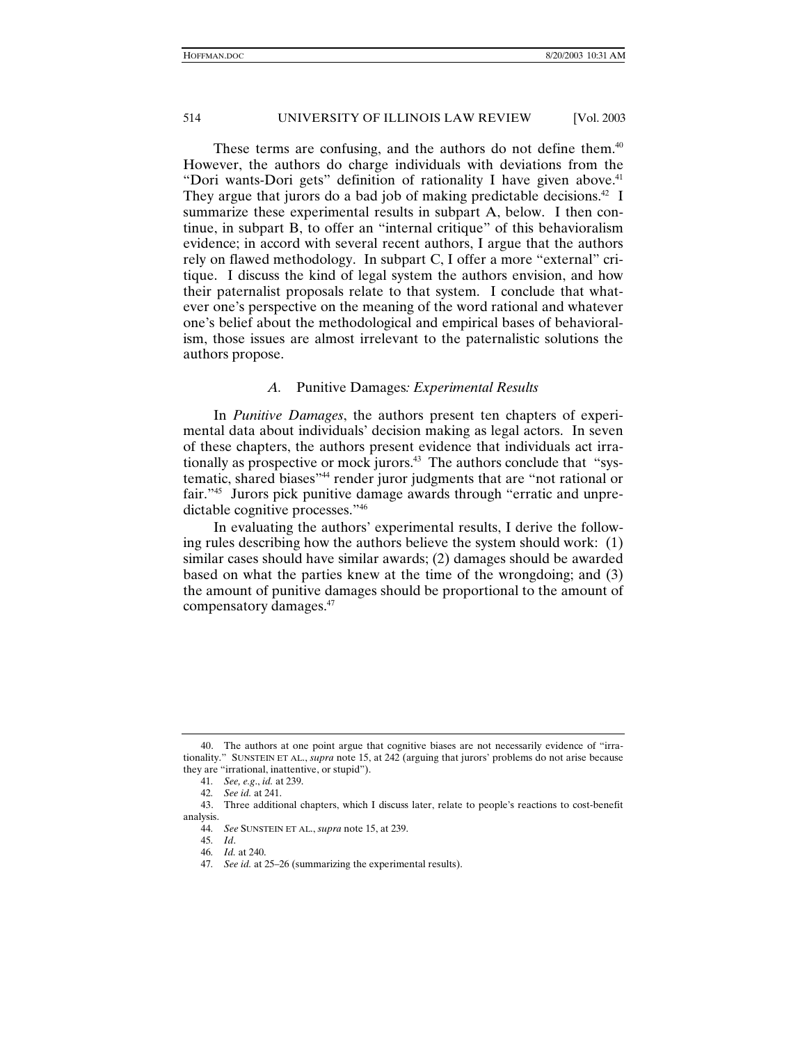These terms are confusing, and the authors do not define them.[40] However, the authors do charge individuals with deviations from the "Dori wants-Dori gets" definition of rationality I have given above.[41] They argue that jurors do a bad job of making predictable decisions.[42] I summarize these experimental results in subpart A, below. I then continue, in subpart B, to offer an "internal critique" of this behavioralism evidence; in accord with several recent authors, I argue that the authors rely on flawed methodology. In subpart C, I offer a more "external" critique. I discuss the kind of legal system the authors envision, and how their paternalist proposals relate to that system. I conclude that whatever one's perspective on the meaning of the word rational and whatever one's belief about the methodological and empirical bases of behavioralism, those issues are almost irrelevant to the paternalistic solutions the authors propose.

### *A.* Punitive Damages*: Experimental Results*

In *Punitive Damages*, the authors present ten chapters of experimental data about individuals' decision making as legal actors. In seven of these chapters, the authors present evidence that individuals act irrationally as prospective or mock jurors.[43] The authors conclude that "systematic, shared biases"[44] render juror judgments that are "not rational or fair."[45] Jurors pick punitive damage awards through "erratic and unpredictable cognitive processes."[46]

In evaluating the authors' experimental results, I derive the following rules describing how the authors believe the system should work: (1) similar cases should have similar awards; (2) damages should be awarded based on what the parties knew at the time of the wrongdoing; and (3) the amount of punitive damages should be proportional to the amount of compensatory damages.[47]

---

40. The authors at one point argue that cognitive biases are not necessarily evidence of "irrationality." SUNSTEIN ET AL., *supra* note 15, at 242 (arguing that jurors' problems do not arise because they are "irrational, inattentive, or stupid").

41. *See, e.g.*, *id.* at 239.

42. *See id.* at 241.

43. Three additional chapters, which I discuss later, relate to people's reactions to cost-benefit analysis.

44. *See* SUNSTEIN ET AL., *supra* note 15, at 239.

45. *Id*.

46. *Id.* at 240.

47. *See id.* at 25–26 (summarizing the experimental results).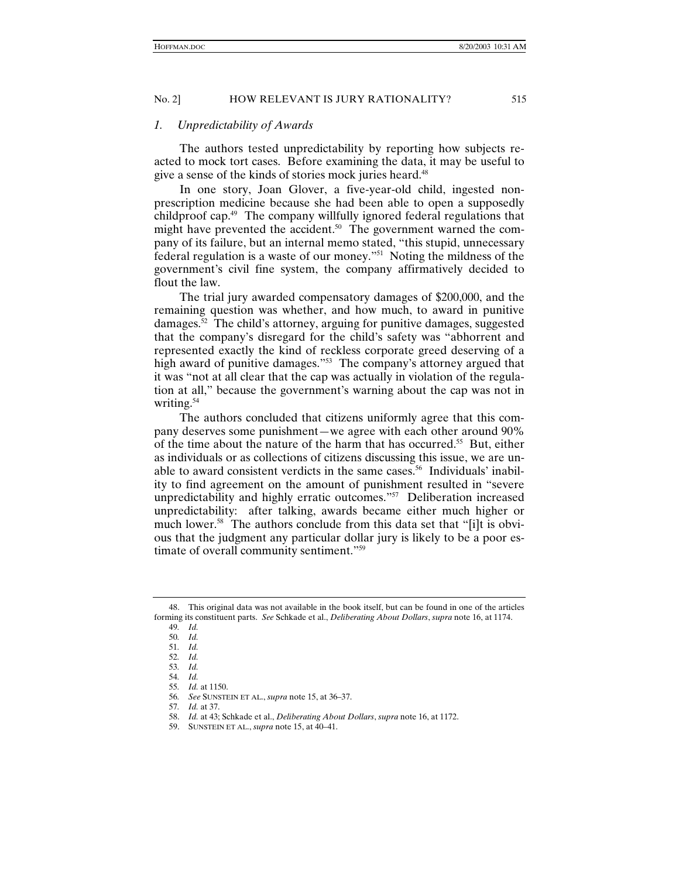### *1. Unpredictability of Awards*

The authors tested unpredictability by reporting how subjects reacted to mock tort cases. Before examining the data, it may be useful to give a sense of the kinds of stories mock juries heard.[48]

In one story, Joan Glover, a five-year-old child, ingested nonprescription medicine because she had been able to open a supposedly childproof cap.[49] The company willfully ignored federal regulations that might have prevented the accident.[50] The government warned the company of its failure, but an internal memo stated, "this stupid, unnecessary federal regulation is a waste of our money."[51] Noting the mildness of the government's civil fine system, the company affirmatively decided to flout the law.

The trial jury awarded compensatory damages of $200,000, and the remaining question was whether, and how much, to award in punitive damages.[52] The child's attorney, arguing for punitive damages, suggested that the company's disregard for the child's safety was "abhorrent and represented exactly the kind of reckless corporate greed deserving of a high award of punitive damages."[53] The company's attorney argued that it was "not at all clear that the cap was actually in violation of the regulation at all," because the government's warning about the cap was not in writing.[54]

The authors concluded that citizens uniformly agree that this company deserves some punishment—we agree with each other around 90% of the time about the nature of the harm that has occurred.[55] But, either as individuals or as collections of citizens discussing this issue, we are unable to award consistent verdicts in the same cases.[56] Individuals' inability to find agreement on the amount of punishment resulted in "severe unpredictability and highly erratic outcomes."[57] Deliberation increased unpredictability: after talking, awards became either much higher or much lower.[58] The authors conclude from this data set that "[i]t is obvious that the judgment any particular dollar jury is likely to be a poor estimate of overall community sentiment."[59]

---

48. This original data was not available in the book itself, but can be found in one of the articles forming its constituent parts. *See* Schkade et al., *Deliberating About Dollars*, *supra* note 16, at 1174.

49. *Id.*

50. *Id.*

51. *Id.*

52. *Id.*

53. *Id.*

54. *Id.*

55. *Id.* at 1150.

56. *See* SUNSTEIN ET AL., *supra* note 15, at 36–37.

57. *Id.* at 37.

58. *Id.* at 43; Schkade et al., *Deliberating About Dollars*, *supra* note 16, at 1172.

59. SUNSTEIN ET AL., *supra* note 15, at 40–41.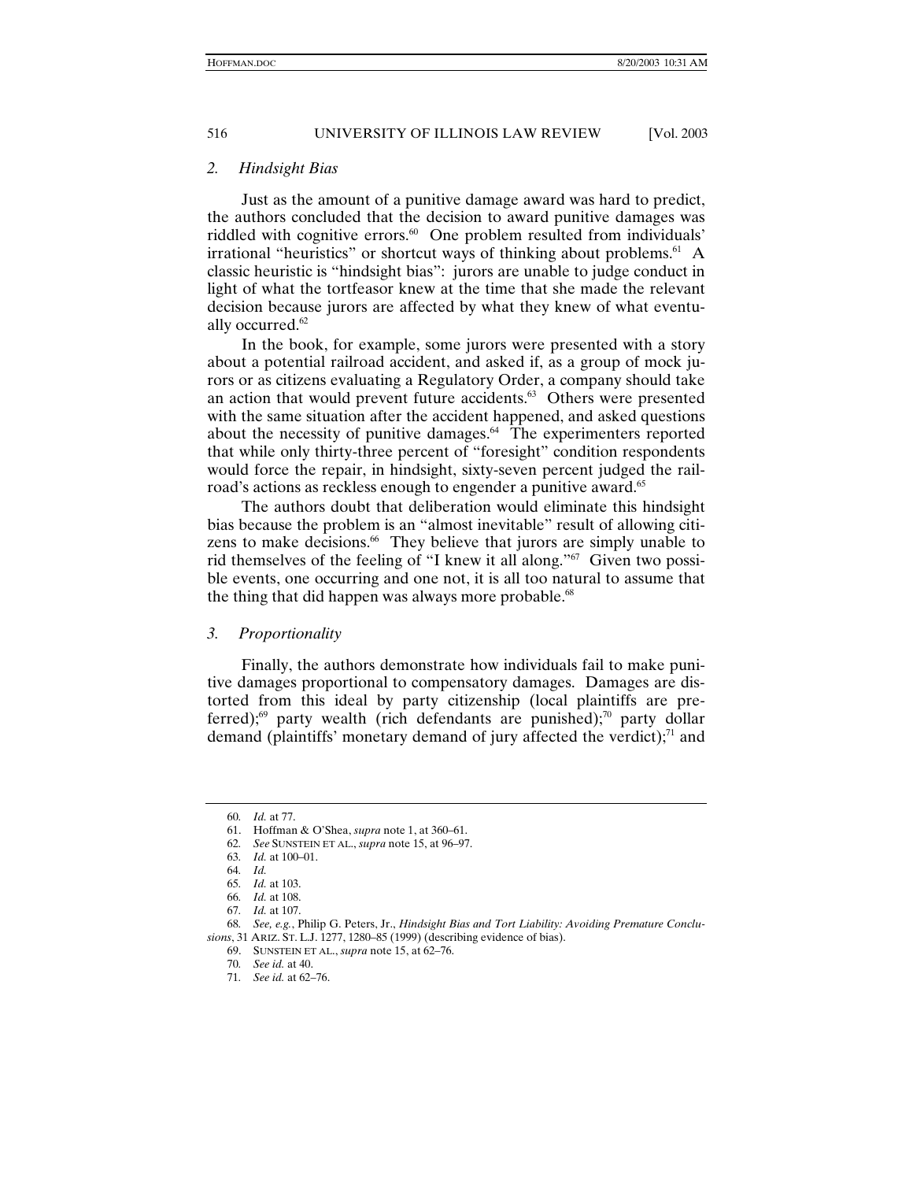### *2. Hindsight Bias*

Just as the amount of a punitive damage award was hard to predict, the authors concluded that the decision to award punitive damages was riddled with cognitive errors.[60] One problem resulted from individuals' irrational "heuristics" or shortcut ways of thinking about problems.[61] A classic heuristic is "hindsight bias": jurors are unable to judge conduct in light of what the tortfeasor knew at the time that she made the relevant decision because jurors are affected by what they knew of what eventually occurred.[62]

In the book, for example, some jurors were presented with a story about a potential railroad accident, and asked if, as a group of mock jurors or as citizens evaluating a Regulatory Order, a company should take an action that would prevent future accidents.[63] Others were presented with the same situation after the accident happened, and asked questions about the necessity of punitive damages.[64] The experimenters reported that while only thirty-three percent of "foresight" condition respondents would force the repair, in hindsight, sixty-seven percent judged the railroad's actions as reckless enough to engender a punitive award.[65]

The authors doubt that deliberation would eliminate this hindsight bias because the problem is an "almost inevitable" result of allowing citizens to make decisions.[66] They believe that jurors are simply unable to rid themselves of the feeling of "I knew it all along."[67] Given two possible events, one occurring and one not, it is all too natural to assume that the thing that did happen was always more probable.[68]

### *3. Proportionality*

Finally, the authors demonstrate how individuals fail to make punitive damages proportional to compensatory damages. Damages are distorted from this ideal by party citizenship (local plaintiffs are preferred);[69] party wealth (rich defendants are punished);[70] party dollar demand (plaintiffs' monetary demand of jury affected the verdict);[71] and

---

60. *Id.* at 77.

61. Hoffman & O'Shea, *supra* note 1, at 360–61.

62. *See* SUNSTEIN ET AL., *supra* note 15, at 96–97.

63. *Id.* at 100–01.

64. *Id.*

65. *Id.* at 103.

66. *Id.* at 108.

67. *Id.* at 107.

68. *See, e.g.*, Philip G. Peters, Jr., *Hindsight Bias and Tort Liability: Avoiding Premature Conclusions*, 31 ARIZ. ST. L.J. 1277, 1280–85 (1999) (describing evidence of bias).

69. SUNSTEIN ET AL., *supra* note 15, at 62–76.

70. *See id.* at 40.

71. *See id.* at 62–76.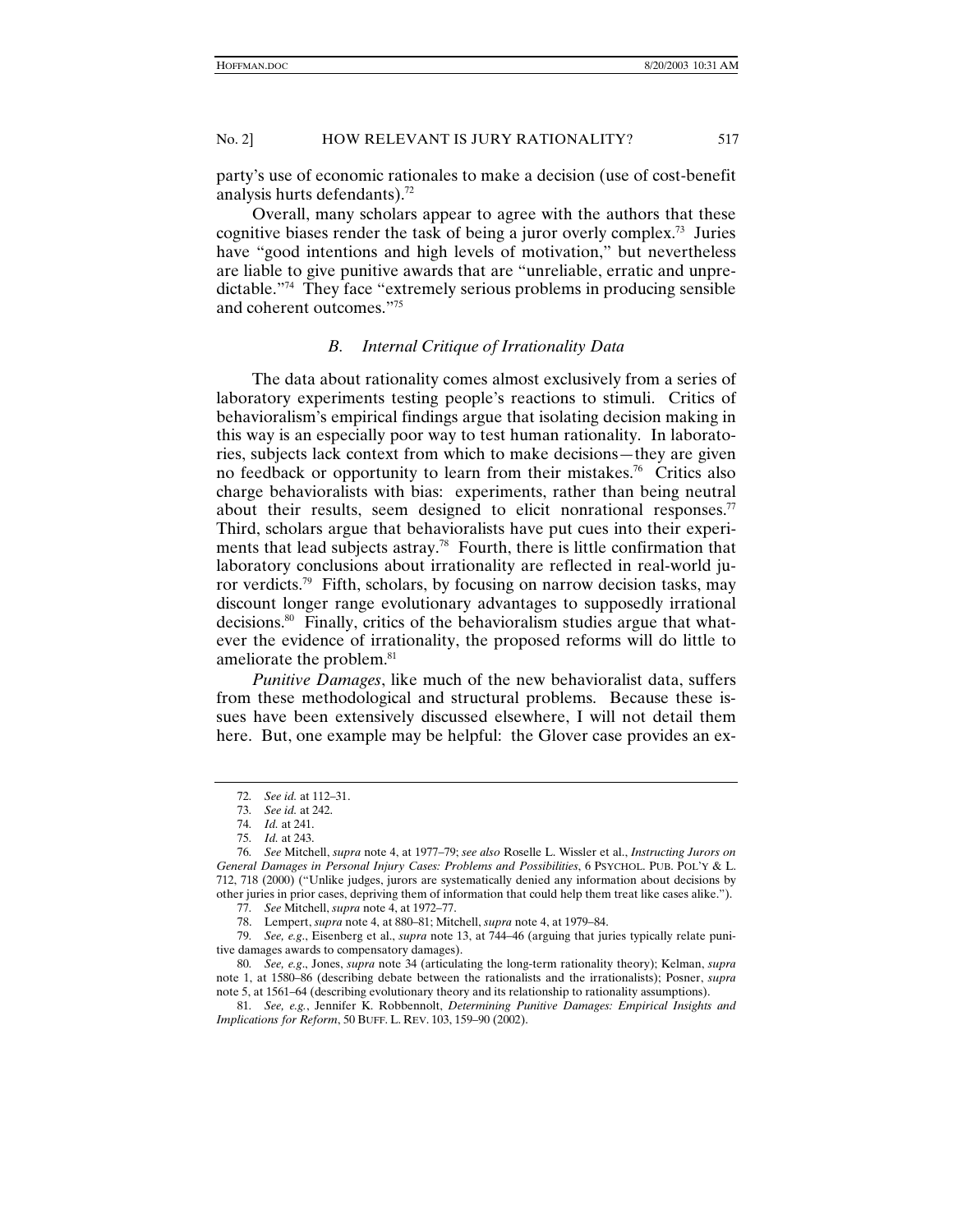party's use of economic rationales to make a decision (use of cost-benefit analysis hurts defendants).[72]

Overall, many scholars appear to agree with the authors that these cognitive biases render the task of being a juror overly complex.[73] Juries have "good intentions and high levels of motivation," but nevertheless are liable to give punitive awards that are "unreliable, erratic and unpredictable."[74] They face "extremely serious problems in producing sensible and coherent outcomes."[75]

### *B. Internal Critique of Irrationality Data*

The data about rationality comes almost exclusively from a series of laboratory experiments testing people's reactions to stimuli. Critics of behavioralism's empirical findings argue that isolating decision making in this way is an especially poor way to test human rationality. In laboratories, subjects lack context from which to make decisions—they are given no feedback or opportunity to learn from their mistakes.[76] Critics also charge behavioralists with bias: experiments, rather than being neutral about their results, seem designed to elicit nonrational responses.[77] Third, scholars argue that behavioralists have put cues into their experiments that lead subjects astray.[78] Fourth, there is little confirmation that laboratory conclusions about irrationality are reflected in real-world juror verdicts.[79] Fifth, scholars, by focusing on narrow decision tasks, may discount longer range evolutionary advantages to supposedly irrational decisions.[80] Finally, critics of the behavioralism studies argue that whatever the evidence of irrationality, the proposed reforms will do little to ameliorate the problem.[81]

*Punitive Damages*, like much of the new behavioralist data, suffers from these methodological and structural problems. Because these issues have been extensively discussed elsewhere, I will not detail them here. But, one example may be helpful: the Glover case provides an ex-

---

72. *See id.* at 112–31.

73. *See id.* at 242.

74. *Id.* at 241.

75. *Id.* at 243.

76. *See* Mitchell, *supra* note 4, at 1977–79; *see also* Roselle L. Wissler et al., *Instructing Jurors on General Damages in Personal Injury Cases: Problems and Possibilities*, 6 PSYCHOL. PUB. POL'Y & L. 712, 718 (2000) ("Unlike judges, jurors are systematically denied any information about decisions by other juries in prior cases, depriving them of information that could help them treat like cases alike.").

77. *See* Mitchell, *supra* note 4, at 1972–77.

78. Lempert, *supra* note 4, at 880–81; Mitchell, *supra* note 4, at 1979–84.

79. *See, e.g.*, Eisenberg et al., *supra* note 13, at 744–46 (arguing that juries typically relate punitive damages awards to compensatory damages).

80. *See, e.g.*, Jones, *supra* note 34 (articulating the long-term rationality theory); Kelman, *supra* note 1, at 1580–86 (describing debate between the rationalists and the irrationalists); Posner, *supra* note 5, at 1561–64 (describing evolutionary theory and its relationship to rationality assumptions).

81. *See, e.g.*, Jennifer K. Robbennolt, *Determining Punitive Damages: Empirical Insights and Implications for Reform*, 50 BUFF. L. REV. 103, 159–90 (2002).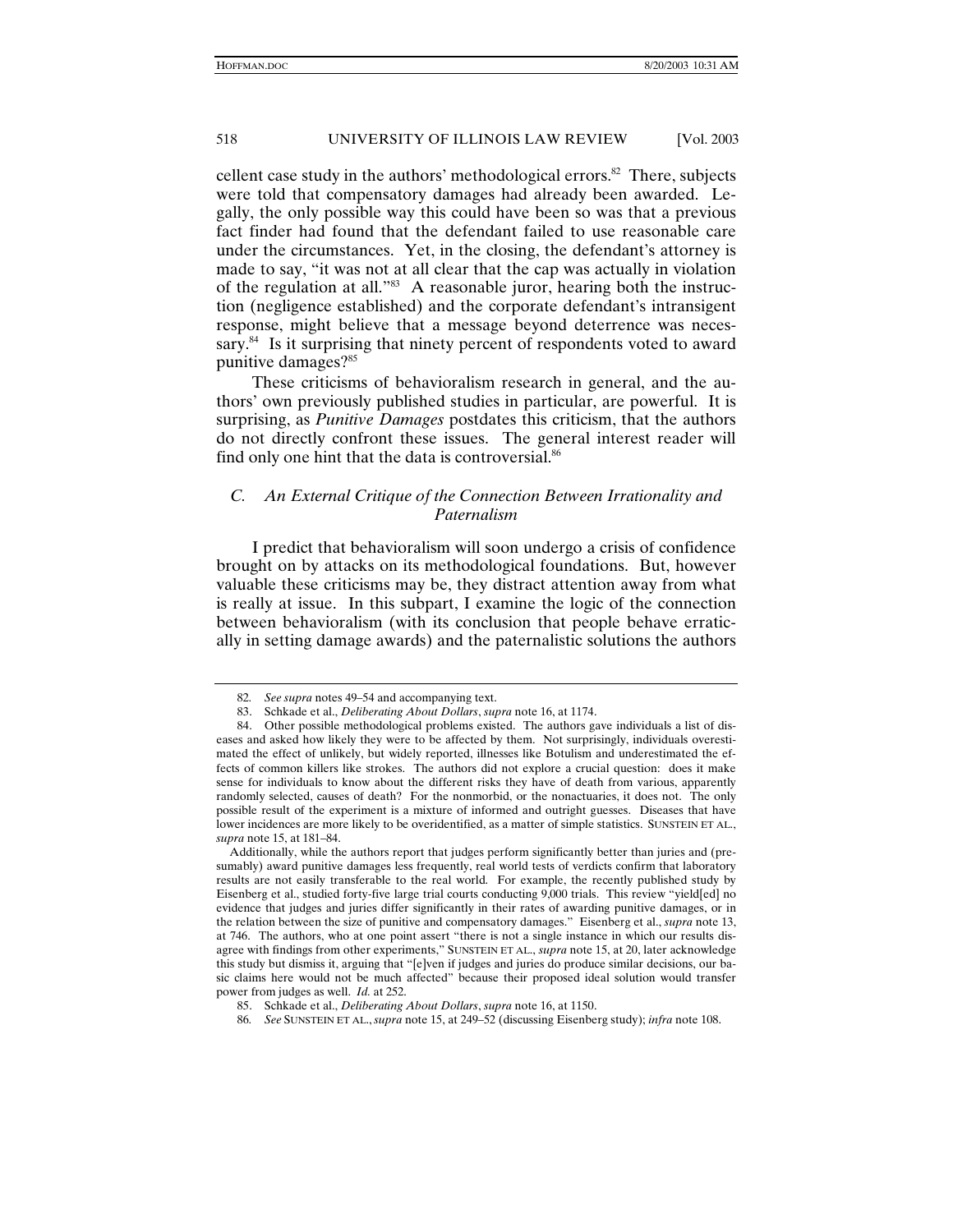cellent case study in the authors' methodological errors.[82] There, subjects were told that compensatory damages had already been awarded. Legally, the only possible way this could have been so was that a previous fact finder had found that the defendant failed to use reasonable care under the circumstances. Yet, in the closing, the defendant's attorney is made to say, "it was not at all clear that the cap was actually in violation of the regulation at all."[83] A reasonable juror, hearing both the instruction (negligence established) and the corporate defendant's intransigent response, might believe that a message beyond deterrence was necessary.[84] Is it surprising that ninety percent of respondents voted to award punitive damages?[85]

These criticisms of behavioralism research in general, and the authors' own previously published studies in particular, are powerful. It is surprising, as *Punitive Damages* postdates this criticism, that the authors do not directly confront these issues. The general interest reader will find only one hint that the data is controversial.[86]

### *C. An External Critique of the Connection Between Irrationality and Paternalism*

I predict that behavioralism will soon undergo a crisis of confidence brought on by attacks on its methodological foundations. But, however valuable these criticisms may be, they distract attention away from what is really at issue. In this subpart, I examine the logic of the connection between behavioralism (with its conclusion that people behave erratically in setting damage awards) and the paternalistic solutions the authors

---

82. *See supra* notes 49–54 and accompanying text.

83. Schkade et al., *Deliberating About Dollars*, *supra* note 16, at 1174.

84. Other possible methodological problems existed. The authors gave individuals a list of diseases and asked how likely they were to be affected by them. Not surprisingly, individuals overestimated the effect of unlikely, but widely reported, illnesses like Botulism and underestimated the effects of common killers like strokes. The authors did not explore a crucial question: does it make sense for individuals to know about the different risks they have of death from various, apparently randomly selected, causes of death? For the nonmorbid, or the nonactuaries, it does not. The only possible result of the experiment is a mixture of informed and outright guesses. Diseases that have lower incidences are more likely to be overidentified, as a matter of simple statistics. SUNSTEIN ET AL., *supra* note 15, at 181–84.

Additionally, while the authors report that judges perform significantly better than juries and (presumably) award punitive damages less frequently, real world tests of verdicts confirm that laboratory results are not easily transferable to the real world. For example, the recently published study by Eisenberg et al., studied forty-five large trial courts conducting 9,000 trials. This review "yield[ed] no evidence that judges and juries differ significantly in their rates of awarding punitive damages, or in the relation between the size of punitive and compensatory damages." Eisenberg et al., *supra* note 13, at 746. The authors, who at one point assert "there is not a single instance in which our results disagree with findings from other experiments," SUNSTEIN ET AL., *supra* note 15, at 20, later acknowledge this study but dismiss it, arguing that "[e]ven if judges and juries do produce similar decisions, our basic claims here would not be much affected" because their proposed ideal solution would transfer power from judges as well. *Id.* at 252.

85. Schkade et al., *Deliberating About Dollars*, *supra* note 16, at 1150.

86. *See* SUNSTEIN ET AL., *supra* note 15, at 249–52 (discussing Eisenberg study); *infra* note 108.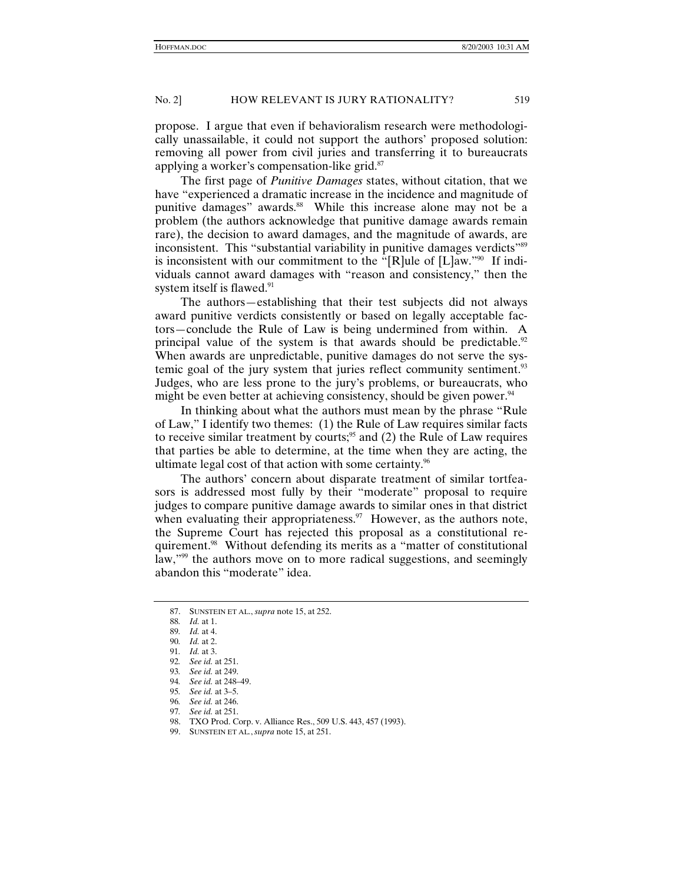propose. I argue that even if behavioralism research were methodologically unassailable, it could not support the authors' proposed solution: removing all power from civil juries and transferring it to bureaucrats applying a worker's compensation-like grid.[87]

The first page of *Punitive Damages* states, without citation, that we have "experienced a dramatic increase in the incidence and magnitude of punitive damages" awards.[88] While this increase alone may not be a problem (the authors acknowledge that punitive damage awards remain rare), the decision to award damages, and the magnitude of awards, are inconsistent. This "substantial variability in punitive damages verdicts"[89] is inconsistent with our commitment to the "[R]ule of [L]aw."[90] If individuals cannot award damages with "reason and consistency," then the system itself is flawed.[91]

The authors—establishing that their test subjects did not always award punitive verdicts consistently or based on legally acceptable factors—conclude the Rule of Law is being undermined from within. A principal value of the system is that awards should be predictable.[92] When awards are unpredictable, punitive damages do not serve the systemic goal of the jury system that juries reflect community sentiment.[93] Judges, who are less prone to the jury's problems, or bureaucrats, who might be even better at achieving consistency, should be given power.[94]

In thinking about what the authors must mean by the phrase "Rule of Law," I identify two themes: (1) the Rule of Law requires similar facts to receive similar treatment by courts;[95] and (2) the Rule of Law requires that parties be able to determine, at the time when they are acting, the ultimate legal cost of that action with some certainty.[96]

The authors' concern about disparate treatment of similar tortfeasors is addressed most fully by their "moderate" proposal to require judges to compare punitive damage awards to similar ones in that district when evaluating their appropriateness.[97] However, as the authors note, the Supreme Court has rejected this proposal as a constitutional requirement.[98] Without defending its merits as a "matter of constitutional law,"[99] the authors move on to more radical suggestions, and seemingly abandon this "moderate" idea.

---

87. SUNSTEIN ET AL., *supra* note 15, at 252.

88. *Id.* at 1.

89. *Id.* at 4.

90. *Id.* at 2.

91. *Id.* at 3.

92. *See id.* at 251.

93. *See id.* at 249.

94. *See id.* at 248–49.

95. *See id.* at 3–5.

96. *See id.* at 246.

97. *See id.* at 251.

98. TXO Prod. Corp. v. Alliance Res., 509 U.S. 443, 457 (1993).

99. SUNSTEIN ET AL., *supra* note 15, at 251.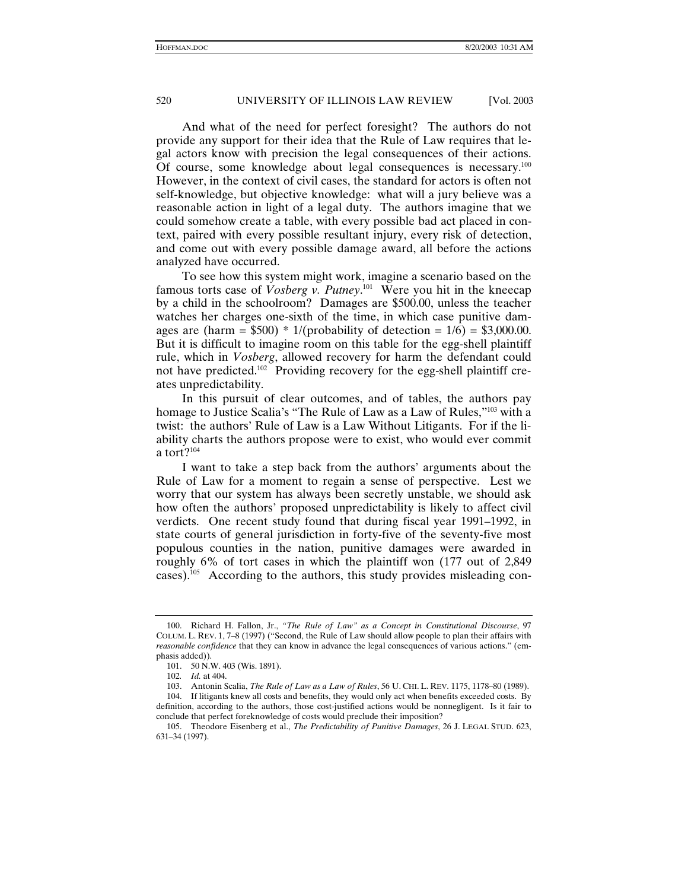And what of the need for perfect foresight? The authors do not provide any support for their idea that the Rule of Law requires that legal actors know with precision the legal consequences of their actions. Of course, some knowledge about legal consequences is necessary.[100] However, in the context of civil cases, the standard for actors is often not self-knowledge, but objective knowledge: what will a jury believe was a reasonable action in light of a legal duty. The authors imagine that we could somehow create a table, with every possible bad act placed in context, paired with every possible resultant injury, every risk of detection, and come out with every possible damage award, all before the actions analyzed have occurred.

To see how this system might work, imagine a scenario based on the famous torts case of *Vosberg v. Putney*.[101] Were you hit in the kneecap by a child in the schoolroom? Damages are $500.00, unless the teacher watches her charges one-sixth of the time, in which case punitive damages are (harm = $500) * 1/(probability of detection = 1/6) = $3,000.00. But it is difficult to imagine room on this table for the egg-shell plaintiff rule, which in *Vosberg*, allowed recovery for harm the defendant could not have predicted.[102] Providing recovery for the egg-shell plaintiff creates unpredictability.

In this pursuit of clear outcomes, and of tables, the authors pay homage to Justice Scalia's "The Rule of Law as a Law of Rules,"[103] with a twist: the authors' Rule of Law is a Law Without Litigants. For if the liability charts the authors propose were to exist, who would ever commit a tort?[104]

I want to take a step back from the authors' arguments about the Rule of Law for a moment to regain a sense of perspective. Lest we worry that our system has always been secretly unstable, we should ask how often the authors' proposed unpredictability is likely to affect civil verdicts. One recent study found that during fiscal year 1991–1992, in state courts of general jurisdiction in forty-five of the seventy-five most populous counties in the nation, punitive damages were awarded in roughly 6% of tort cases in which the plaintiff won (177 out of 2,849 cases).[105] According to the authors, this study provides misleading con-

---

100. Richard H. Fallon, Jr., *"The Rule of Law" as a Concept in Constitutional Discourse*, 97 COLUM. L. REV. 1, 7–8 (1997) ("Second, the Rule of Law should allow people to plan their affairs with *reasonable confidence* that they can know in advance the legal consequences of various actions." (emphasis added)).

101. 50 N.W. 403 (Wis. 1891).

102. *Id.* at 404.

103. Antonin Scalia, *The Rule of Law as a Law of Rules*, 56 U. CHI. L. REV. 1175, 1178–80 (1989).

104. If litigants knew all costs and benefits, they would only act when benefits exceeded costs. By definition, according to the authors, those cost-justified actions would be nonnegligent. Is it fair to conclude that perfect foreknowledge of costs would preclude their imposition?

105. Theodore Eisenberg et al., *The Predictability of Punitive Damages*, 26 J. LEGAL STUD. 623, 631–34 (1997).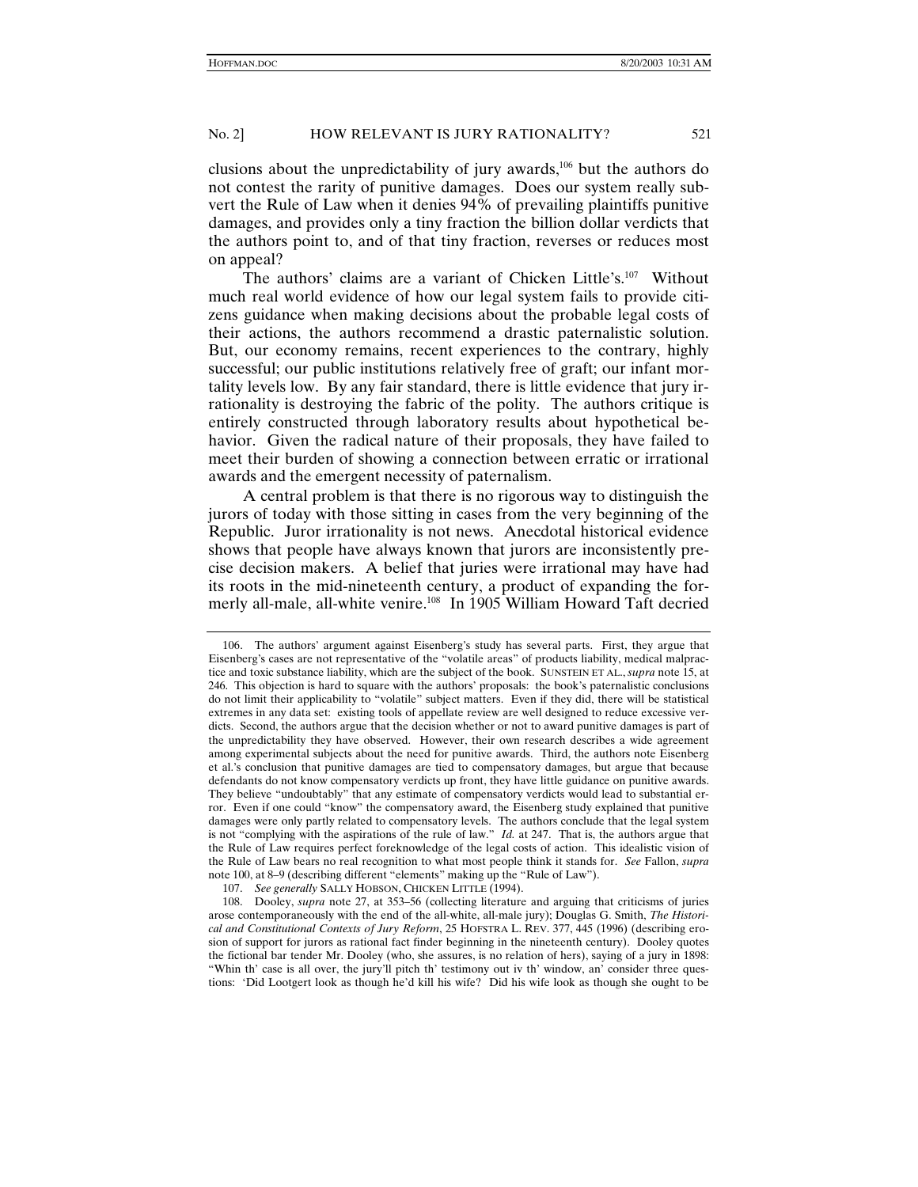clusions about the unpredictability of jury awards,[106] but the authors do not contest the rarity of punitive damages. Does our system really subvert the Rule of Law when it denies 94% of prevailing plaintiffs punitive damages, and provides only a tiny fraction the billion dollar verdicts that the authors point to, and of that tiny fraction, reverses or reduces most on appeal?

The authors' claims are a variant of Chicken Little's.[107] Without much real world evidence of how our legal system fails to provide citizens guidance when making decisions about the probable legal costs of their actions, the authors recommend a drastic paternalistic solution. But, our economy remains, recent experiences to the contrary, highly successful; our public institutions relatively free of graft; our infant mortality levels low. By any fair standard, there is little evidence that jury irrationality is destroying the fabric of the polity. The authors critique is entirely constructed through laboratory results about hypothetical behavior. Given the radical nature of their proposals, they have failed to meet their burden of showing a connection between erratic or irrational awards and the emergent necessity of paternalism.

A central problem is that there is no rigorous way to distinguish the jurors of today with those sitting in cases from the very beginning of the Republic. Juror irrationality is not news. Anecdotal historical evidence shows that people have always known that jurors are inconsistently precise decision makers. A belief that juries were irrational may have had its roots in the mid-nineteenth century, a product of expanding the formerly all-male, all-white venire.[108] In 1905 William Howard Taft decried

---

106. The authors' argument against Eisenberg's study has several parts. First, they argue that Eisenberg's cases are not representative of the "volatile areas" of products liability, medical malpractice and toxic substance liability, which are the subject of the book. SUNSTEIN ET AL., *supra* note 15, at 246. This objection is hard to square with the authors' proposals: the book's paternalistic conclusions do not limit their applicability to "volatile" subject matters. Even if they did, there will be statistical extremes in any data set: existing tools of appellate review are well designed to reduce excessive verdicts. Second, the authors argue that the decision whether or not to award punitive damages is part of the unpredictability they have observed. However, their own research describes a wide agreement among experimental subjects about the need for punitive awards. Third, the authors note Eisenberg et al.'s conclusion that punitive damages are tied to compensatory damages, but argue that because defendants do not know compensatory verdicts up front, they have little guidance on punitive awards. They believe "undoubtably" that any estimate of compensatory verdicts would lead to substantial error. Even if one could "know" the compensatory award, the Eisenberg study explained that punitive damages were only partly related to compensatory levels. The authors conclude that the legal system is not "complying with the aspirations of the rule of law." *Id.* at 247. That is, the authors argue that the Rule of Law requires perfect foreknowledge of the legal costs of action. This idealistic vision of the Rule of Law bears no real recognition to what most people think it stands for. *See* Fallon, *supra* note 100, at 8–9 (describing different "elements" making up the "Rule of Law").

107. *See generally* SALLY HOBSON, CHICKEN LITTLE (1994).

108. Dooley, *supra* note 27, at 353–56 (collecting literature and arguing that criticisms of juries arose contemporaneously with the end of the all-white, all-male jury); Douglas G. Smith, *The Historical and Constitutional Contexts of Jury Reform*, 25 HOFSTRA L. REV. 377, 445 (1996) (describing erosion of support for jurors as rational fact finder beginning in the nineteenth century). Dooley quotes the fictional bar tender Mr. Dooley (who, she assures, is no relation of hers), saying of a jury in 1898: "Whin th' case is all over, the jury'll pitch th' testimony out iv th' window, an' consider three questions: 'Did Lootgert look as though he'd kill his wife? Did his wife look as though she ought to be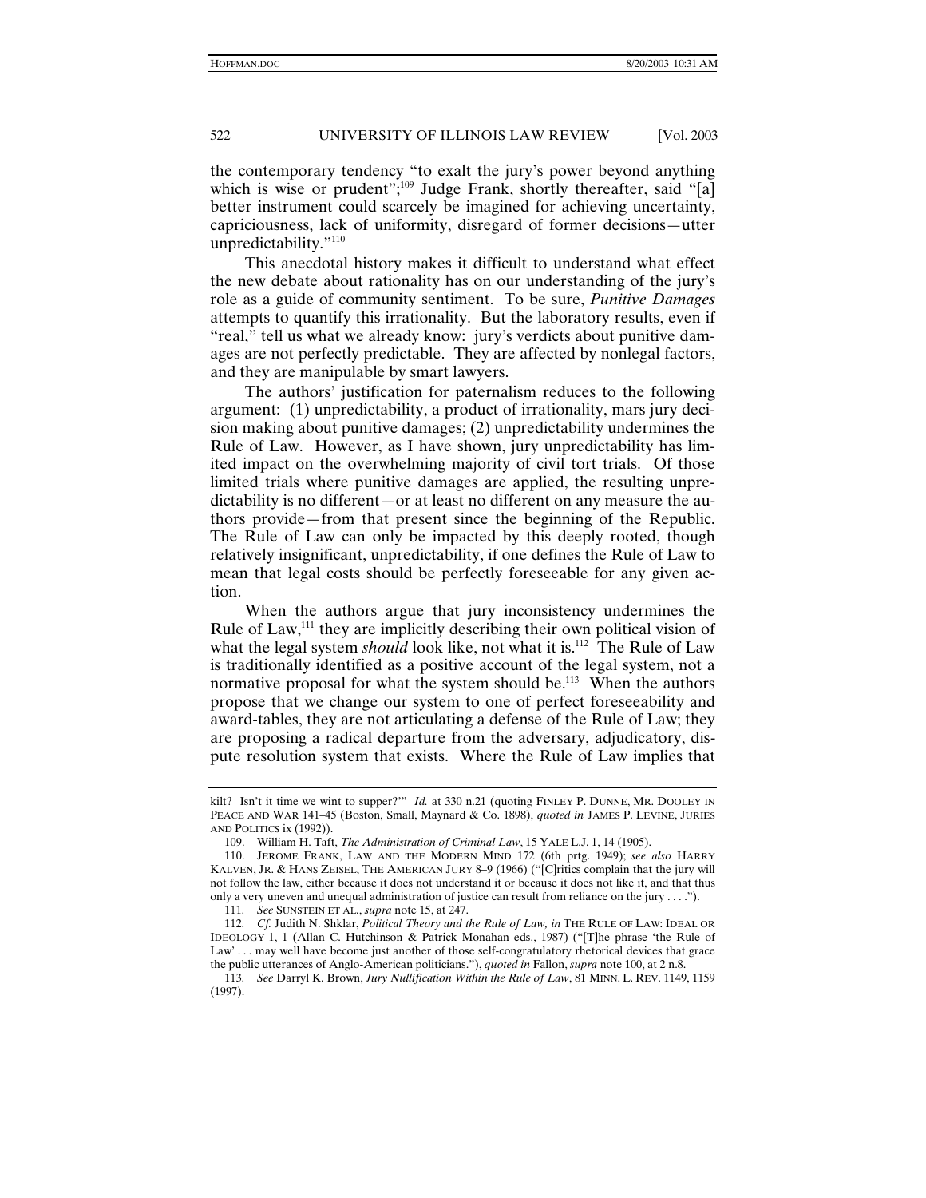the contemporary tendency "to exalt the jury's power beyond anything which is wise or prudent";[109] Judge Frank, shortly thereafter, said "[a] better instrument could scarcely be imagined for achieving uncertainty, capriciousness, lack of uniformity, disregard of former decisions—utter unpredictability."[110]

This anecdotal history makes it difficult to understand what effect the new debate about rationality has on our understanding of the jury's role as a guide of community sentiment. To be sure, *Punitive Damages* attempts to quantify this irrationality. But the laboratory results, even if "real," tell us what we already know: jury's verdicts about punitive damages are not perfectly predictable. They are affected by nonlegal factors, and they are manipulable by smart lawyers.

The authors' justification for paternalism reduces to the following argument: (1) unpredictability, a product of irrationality, mars jury decision making about punitive damages; (2) unpredictability undermines the Rule of Law. However, as I have shown, jury unpredictability has limited impact on the overwhelming majority of civil tort trials. Of those limited trials where punitive damages are applied, the resulting unpredictability is no different—or at least no different on any measure the authors provide—from that present since the beginning of the Republic. The Rule of Law can only be impacted by this deeply rooted, though relatively insignificant, unpredictability, if one defines the Rule of Law to mean that legal costs should be perfectly foreseeable for any given action.

When the authors argue that jury inconsistency undermines the Rule of Law,[111] they are implicitly describing their own political vision of what the legal system *should* look like, not what it is.[112] The Rule of Law is traditionally identified as a positive account of the legal system, not a normative proposal for what the system should be.[113] When the authors propose that we change our system to one of perfect foreseeability and award-tables, they are not articulating a defense of the Rule of Law; they are proposing a radical departure from the adversary, adjudicatory, dispute resolution system that exists. Where the Rule of Law implies that

---

kilt? Isn't it time we wint to supper?'" *Id.* at 330 n.21 (quoting FINLEY P. DUNNE, MR. DOOLEY IN PEACE AND WAR 141–45 (Boston, Small, Maynard & Co. 1898), *quoted in* JAMES P. LEVINE, JURIES AND POLITICS ix (1992)).

109. William H. Taft, *The Administration of Criminal Law*, 15 YALE L.J. 1, 14 (1905).

110. JEROME FRANK, LAW AND THE MODERN MIND 172 (6th prtg. 1949); *see also* HARRY KALVEN, JR. & HANS ZEISEL, THE AMERICAN JURY 8–9 (1966) ("[C]ritics complain that the jury will not follow the law, either because it does not understand it or because it does not like it, and that thus only a very uneven and unequal administration of justice can result from reliance on the jury . . . .").

111. *See* SUNSTEIN ET AL., *supra* note 15, at 247.

112. *Cf.* Judith N. Shklar, *Political Theory and the Rule of Law, in* THE RULE OF LAW: IDEAL OR IDEOLOGY 1, 1 (Allan C. Hutchinson & Patrick Monahan eds., 1987) ("[T]he phrase 'the Rule of Law' . . . may well have become just another of those self-congratulatory rhetorical devices that grace the public utterances of Anglo-American politicians."), *quoted in* Fallon, *supra* note 100, at 2 n.8.

113. *See* Darryl K. Brown, *Jury Nullification Within the Rule of Law*, 81 MINN. L. REV. 1149, 1159 (1997).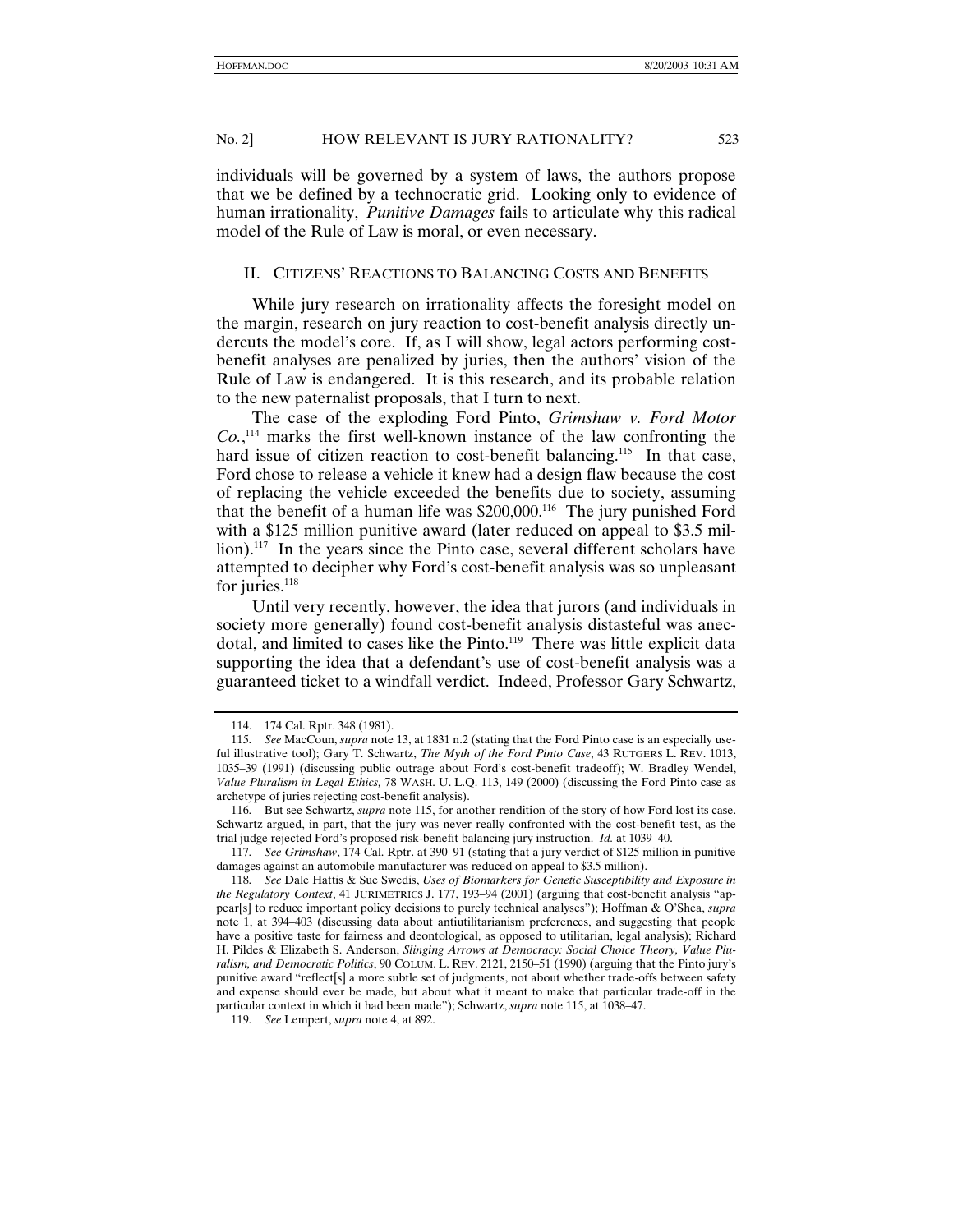individuals will be governed by a system of laws, the authors propose that we be defined by a technocratic grid. Looking only to evidence of human irrationality, *Punitive Damages* fails to articulate why this radical model of the Rule of Law is moral, or even necessary.

## II. CITIZENS' REACTIONS TO BALANCING COSTS AND BENEFITS

While jury research on irrationality affects the foresight model on the margin, research on jury reaction to cost-benefit analysis directly undercuts the model's core. If, as I will show, legal actors performing cost-benefit analyses are penalized by juries, then the authors' vision of the Rule of Law is endangered. It is this research, and its probable relation to the new paternalist proposals, that I turn to next.

The case of the exploding Ford Pinto, *Grimshaw v. Ford Motor Co.*,[114] marks the first well-known instance of the law confronting the hard issue of citizen reaction to cost-benefit balancing.[115] In that case, Ford chose to release a vehicle it knew had a design flaw because the cost of replacing the vehicle exceeded the benefits due to society, assuming that the benefit of a human life was $200,000.[116] The jury punished Ford with a $125 million punitive award (later reduced on appeal to $3.5 million).[117] In the years since the Pinto case, several different scholars have attempted to decipher why Ford's cost-benefit analysis was so unpleasant for juries.[118]

Until very recently, however, the idea that jurors (and individuals in society more generally) found cost-benefit analysis distasteful was anecdotal, and limited to cases like the Pinto.[119] There was little explicit data supporting the idea that a defendant's use of cost-benefit analysis was a guaranteed ticket to a windfall verdict. Indeed, Professor Gary Schwartz,

---

114. 174 Cal. Rptr. 348 (1981).

115. *See* MacCoun, *supra* note 13, at 1831 n.2 (stating that the Ford Pinto case is an especially useful illustrative tool); Gary T. Schwartz, *The Myth of the Ford Pinto Case*, 43 RUTGERS L. REV. 1013, 1035–39 (1991) (discussing public outrage about Ford's cost-benefit tradeoff); W. Bradley Wendel, *Value Pluralism in Legal Ethics,* 78 WASH. U. L.Q. 113, 149 (2000) (discussing the Ford Pinto case as archetype of juries rejecting cost-benefit analysis).

116. But see Schwartz, *supra* note 115, for another rendition of the story of how Ford lost its case. Schwartz argued, in part, that the jury was never really confronted with the cost-benefit test, as the trial judge rejected Ford's proposed risk-benefit balancing jury instruction. *Id.* at 1039–40.

117. *See Grimshaw*, 174 Cal. Rptr. at 390–91 (stating that a jury verdict of $125 million in punitive damages against an automobile manufacturer was reduced on appeal to $3.5 million).

118. *See* Dale Hattis & Sue Swedis, *Uses of Biomarkers for Genetic Susceptibility and Exposure in the Regulatory Context*, 41 JURIMETRICS J. 177, 193–94 (2001) (arguing that cost-benefit analysis "appear[s] to reduce important policy decisions to purely technical analyses"); Hoffman & O'Shea, *supra* note 1, at 394–403 (discussing data about antiutilitarianism preferences, and suggesting that people have a positive taste for fairness and deontological, as opposed to utilitarian, legal analysis); Richard H. Pildes & Elizabeth S. Anderson, *Slinging Arrows at Democracy: Social Choice Theory, Value Pluralism, and Democratic Politics*, 90 COLUM. L. REV. 2121, 2150–51 (1990) (arguing that the Pinto jury's punitive award "reflect[s] a more subtle set of judgments, not about whether trade-offs between safety and expense should ever be made, but about what it meant to make that particular trade-off in the particular context in which it had been made"); Schwartz, *supra* note 115, at 1038–47.

119. *See* Lempert, *supra* note 4, at 892.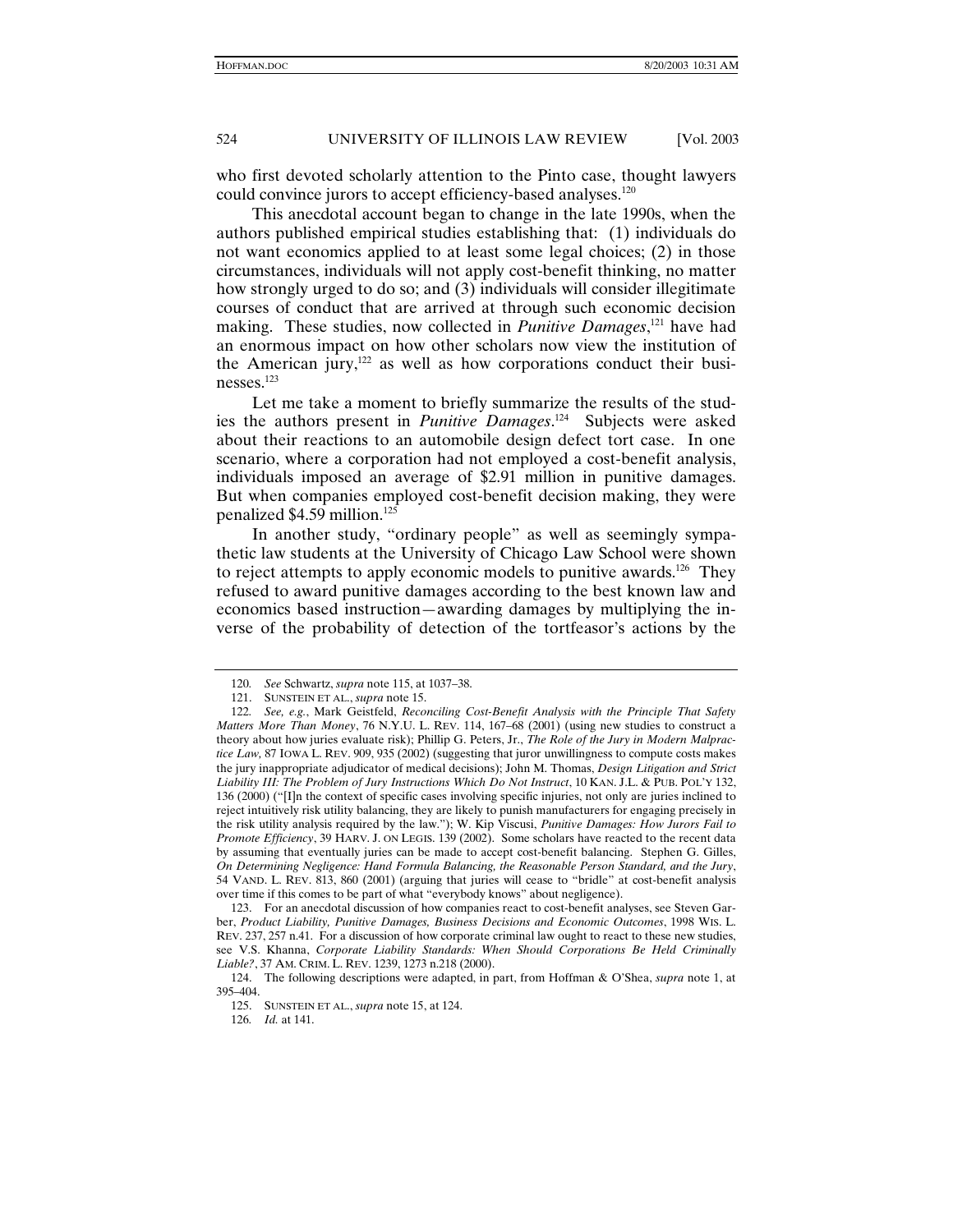who first devoted scholarly attention to the Pinto case, thought lawyers could convince jurors to accept efficiency-based analyses.[120]

This anecdotal account began to change in the late 1990s, when the authors published empirical studies establishing that: (1) individuals do not want economics applied to at least some legal choices; (2) in those circumstances, individuals will not apply cost-benefit thinking, no matter how strongly urged to do so; and (3) individuals will consider illegitimate courses of conduct that are arrived at through such economic decision making. These studies, now collected in *Punitive Damages*,[121] have had an enormous impact on how other scholars now view the institution of the American jury,[122] as well as how corporations conduct their businesses.[123]

Let me take a moment to briefly summarize the results of the studies the authors present in *Punitive Damages*.[124] Subjects were asked about their reactions to an automobile design defect tort case. In one scenario, where a corporation had not employed a cost-benefit analysis, individuals imposed an average of $2.91 million in punitive damages. But when companies employed cost-benefit decision making, they were penalized $4.59 million.[125]

In another study, "ordinary people" as well as seemingly sympathetic law students at the University of Chicago Law School were shown to reject attempts to apply economic models to punitive awards.[126] They refused to award punitive damages according to the best known law and economics based instruction—awarding damages by multiplying the inverse of the probability of detection of the tortfeasor's actions by the

---

120. *See* Schwartz, *supra* note 115, at 1037–38.

121. SUNSTEIN ET AL., *supra* note 15.

122. *See, e.g.*, Mark Geistfeld, *Reconciling Cost-Benefit Analysis with the Principle That Safety Matters More Than Money*, 76 N.Y.U. L. REV. 114, 167–68 (2001) (using new studies to construct a theory about how juries evaluate risk); Phillip G. Peters, Jr., *The Role of the Jury in Modern Malpractice Law,* 87 IOWA L. REV. 909, 935 (2002) (suggesting that juror unwillingness to compute costs makes the jury inappropriate adjudicator of medical decisions); John M. Thomas, *Design Litigation and Strict Liability III: The Problem of Jury Instructions Which Do Not Instruct*, 10 KAN. J.L. & PUB. POL'Y 132, 136 (2000) ("[I]n the context of specific cases involving specific injuries, not only are juries inclined to reject intuitively risk utility balancing, they are likely to punish manufacturers for engaging precisely in the risk utility analysis required by the law."); W. Kip Viscusi, *Punitive Damages: How Jurors Fail to Promote Efficiency*, 39 HARV. J. ON LEGIS. 139 (2002). Some scholars have reacted to the recent data by assuming that eventually juries can be made to accept cost-benefit balancing. Stephen G. Gilles, *On Determining Negligence: Hand Formula Balancing, the Reasonable Person Standard, and the Jury*, 54 VAND. L. REV. 813, 860 (2001) (arguing that juries will cease to "bridle" at cost-benefit analysis over time if this comes to be part of what "everybody knows" about negligence).

123. For an anecdotal discussion of how companies react to cost-benefit analyses, see Steven Garber, *Product Liability, Punitive Damages, Business Decisions and Economic Outcomes*, 1998 WIS. L. REV. 237, 257 n.41. For a discussion of how corporate criminal law ought to react to these new studies, see V.S. Khanna, *Corporate Liability Standards: When Should Corporations Be Held Criminally Liable?*, 37 AM. CRIM. L. REV. 1239, 1273 n.218 (2000).

124. The following descriptions were adapted, in part, from Hoffman & O'Shea, *supra* note 1, at 395–404.

125. SUNSTEIN ET AL., *supra* note 15, at 124.

126. *Id.* at 141.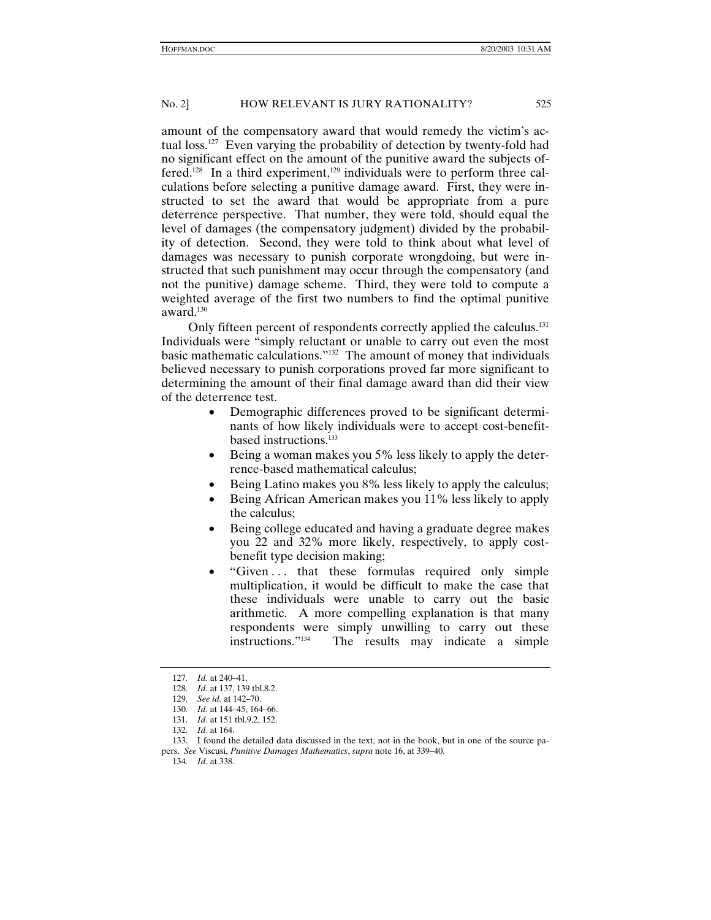amount of the compensatory award that would remedy the victim's actual loss.[127] Even varying the probability of detection by twenty-fold had no significant effect on the amount of the punitive award the subjects offered.[128] In a third experiment,[129] individuals were to perform three calculations before selecting a punitive damage award. First, they were instructed to set the award that would be appropriate from a pure deterrence perspective. That number, they were told, should equal the level of damages (the compensatory judgment) divided by the probability of detection. Second, they were told to think about what level of damages was necessary to punish corporate wrongdoing, but were instructed that such punishment may occur through the compensatory (and not the punitive) damage scheme. Third, they were told to compute a weighted average of the first two numbers to find the optimal punitive award.[130]

Only fifteen percent of respondents correctly applied the calculus.[131] Individuals were "simply reluctant or unable to carry out even the most basic mathematic calculations."[132] The amount of money that individuals believed necessary to punish corporations proved far more significant to determining the amount of their final damage award than did their view of the deterrence test.

- Demographic differences proved to be significant determinants of how likely individuals were to accept cost-benefit-based instructions.[133]
- Being a woman makes you 5% less likely to apply the deterrence-based mathematical calculus;
- Being Latino makes you 8% less likely to apply the calculus;
- Being African American makes you 11% less likely to apply the calculus;
- Being college educated and having a graduate degree makes you 22 and 32% more likely, respectively, to apply cost-benefit type decision making;
- "Given . . . that these formulas required only simple multiplication, it would be difficult to make the case that these individuals were unable to carry out the basic arithmetic. A more compelling explanation is that many respondents were simply unwilling to carry out these instructions."[134] The results may indicate a simple

---

127. *Id.* at 240–41.

128. *Id.* at 137, 139 tbl.8.2.

129. *See id.* at 142–70.

130. *Id.* at 144–45, 164–66.

131. *Id.* at 151 tbl.9.2, 152.

132. *Id.* at 164.

133. I found the detailed data discussed in the text, not in the book, but in one of the source papers. *See* Viscusi, *Punitive Damages Mathematics*, *supra* note 16, at 339–40.

134. *Id.* at 338.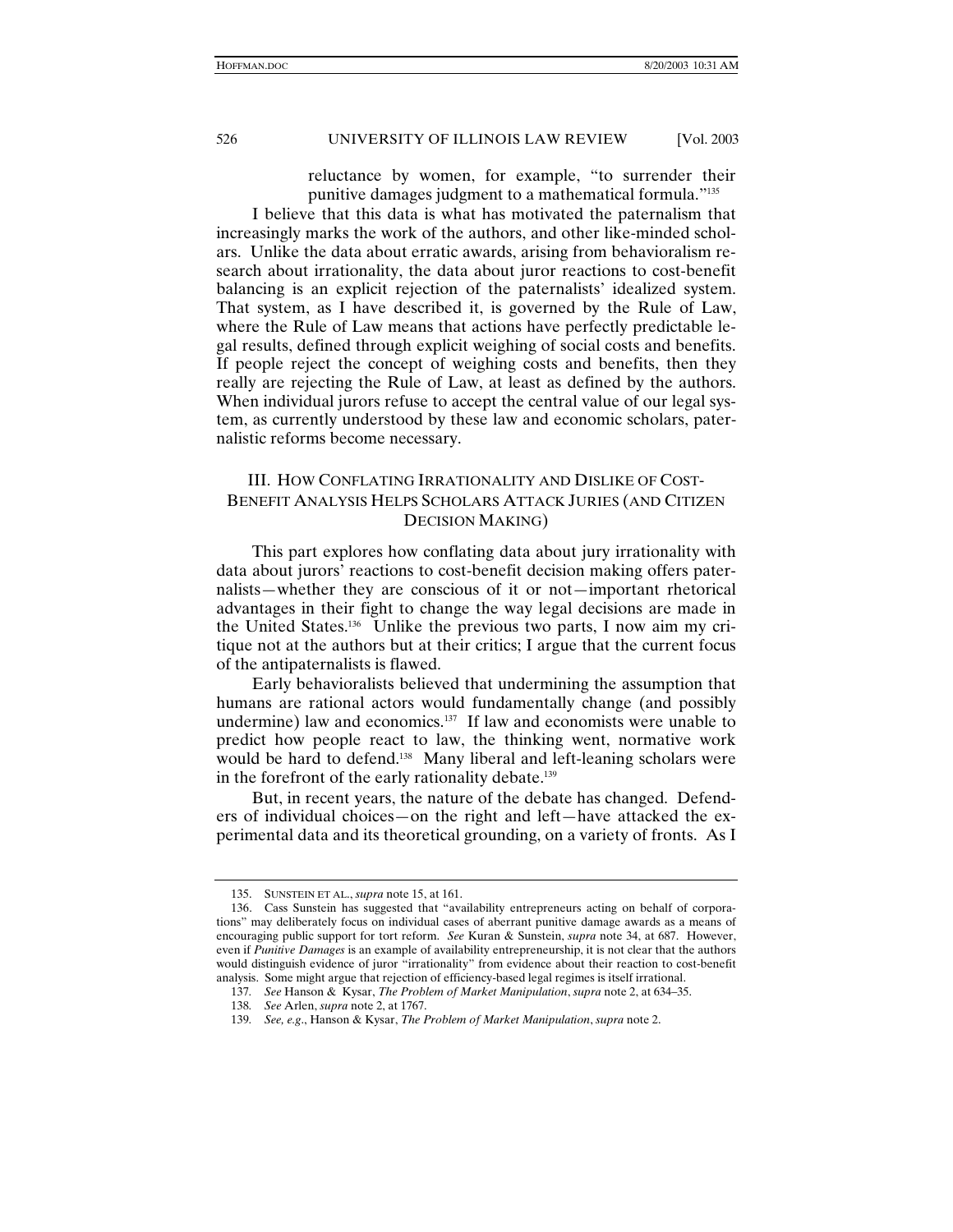> reluctance by women, for example, "to surrender their punitive damages judgment to a mathematical formula."[135]

I believe that this data is what has motivated the paternalism that increasingly marks the work of the authors, and other like-minded scholars. Unlike the data about erratic awards, arising from behavioralism research about irrationality, the data about juror reactions to cost-benefit balancing is an explicit rejection of the paternalists' idealized system. That system, as I have described it, is governed by the Rule of Law, where the Rule of Law means that actions have perfectly predictable legal results, defined through explicit weighing of social costs and benefits. If people reject the concept of weighing costs and benefits, then they really are rejecting the Rule of Law, at least as defined by the authors. When individual jurors refuse to accept the central value of our legal system, as currently understood by these law and economic scholars, paternalistic reforms become necessary.

## III. How Conflating Irrationality and Dislike of Cost-Benefit Analysis Helps Scholars Attack Juries (and Citizen Decision Making)

This part explores how conflating data about jury irrationality with data about jurors' reactions to cost-benefit decision making offers paternalists—whether they are conscious of it or not—important rhetorical advantages in their fight to change the way legal decisions are made in the United States.[136] Unlike the previous two parts, I now aim my critique not at the authors but at their critics; I argue that the current focus of the antipaternalists is flawed.

Early behavioralists believed that undermining the assumption that humans are rational actors would fundamentally change (and possibly undermine) law and economics.[137] If law and economists were unable to predict how people react to law, the thinking went, normative work would be hard to defend.[138] Many liberal and left-leaning scholars were in the forefront of the early rationality debate.[139]

But, in recent years, the nature of the debate has changed. Defenders of individual choices—on the right and left—have attacked the experimental data and its theoretical grounding, on a variety of fronts. As I

---

135. Sunstein et al., *supra* note 15, at 161.

136. Cass Sunstein has suggested that "availability entrepreneurs acting on behalf of corporations" may deliberately focus on individual cases of aberrant punitive damage awards as a means of encouraging public support for tort reform. *See* Kuran & Sunstein, *supra* note 34, at 687. However, even if *Punitive Damages* is an example of availability entrepreneurship, it is not clear that the authors would distinguish evidence of juror "irrationality" from evidence about their reaction to cost-benefit analysis. Some might argue that rejection of efficiency-based legal regimes is itself irrational.

137. *See* Hanson & Kysar, *The Problem of Market Manipulation*, *supra* note 2, at 634–35.

138. *See* Arlen, *supra* note 2, at 1767.

139. *See, e.g.*, Hanson & Kysar, *The Problem of Market Manipulation*, *supra* note 2.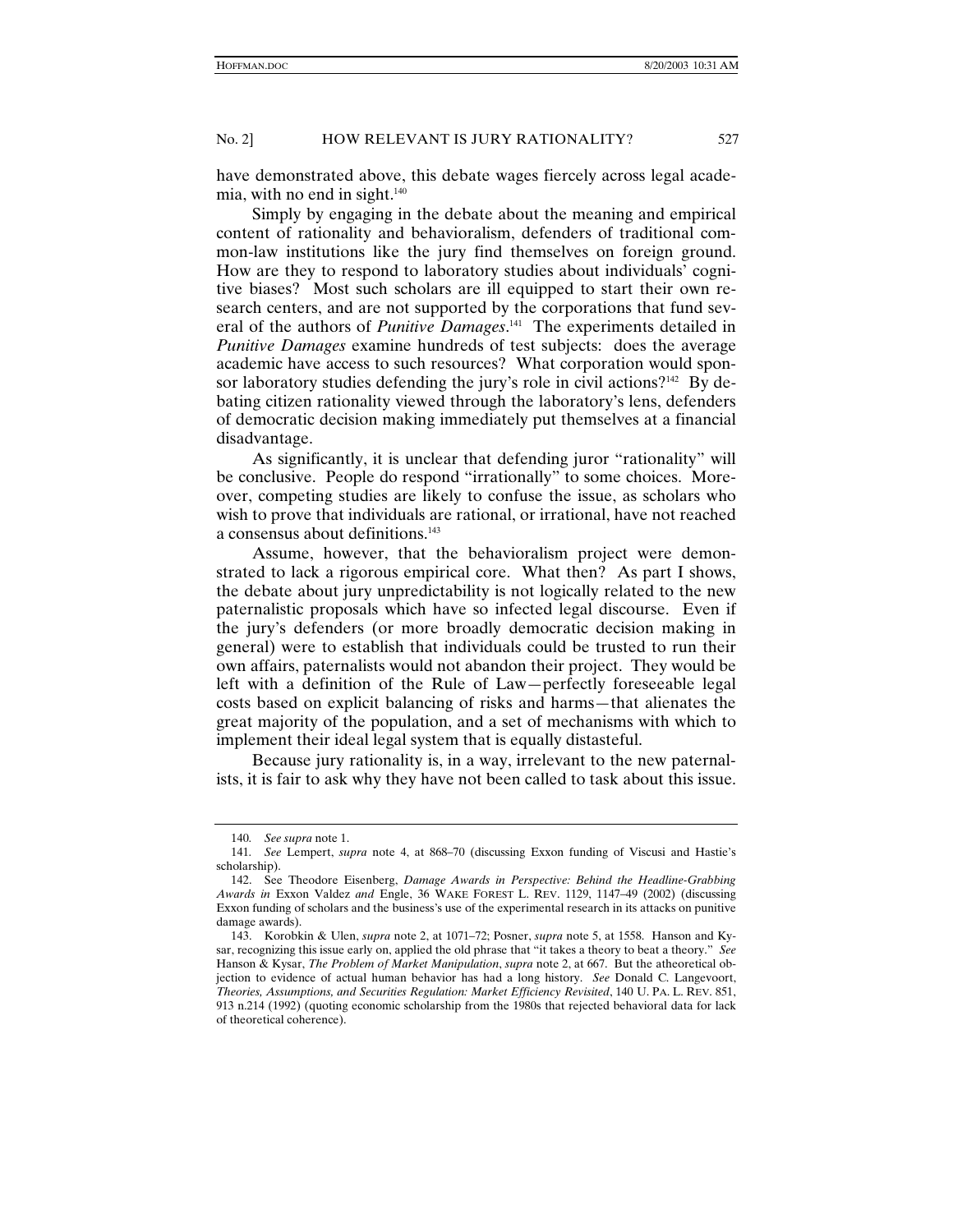have demonstrated above, this debate wages fiercely across legal academia, with no end in sight.[140]

Simply by engaging in the debate about the meaning and empirical content of rationality and behavioralism, defenders of traditional common-law institutions like the jury find themselves on foreign ground. How are they to respond to laboratory studies about individuals' cognitive biases? Most such scholars are ill equipped to start their own research centers, and are not supported by the corporations that fund several of the authors of *Punitive Damages*.[141] The experiments detailed in *Punitive Damages* examine hundreds of test subjects: does the average academic have access to such resources? What corporation would sponsor laboratory studies defending the jury's role in civil actions?[142] By debating citizen rationality viewed through the laboratory's lens, defenders of democratic decision making immediately put themselves at a financial disadvantage.

As significantly, it is unclear that defending juror "rationality" will be conclusive. People do respond "irrationally" to some choices. Moreover, competing studies are likely to confuse the issue, as scholars who wish to prove that individuals are rational, or irrational, have not reached a consensus about definitions.[143]

Assume, however, that the behavioralism project were demonstrated to lack a rigorous empirical core. What then? As part I shows, the debate about jury unpredictability is not logically related to the new paternalistic proposals which have so infected legal discourse. Even if the jury's defenders (or more broadly democratic decision making in general) were to establish that individuals could be trusted to run their own affairs, paternalists would not abandon their project. They would be left with a definition of the Rule of Law—perfectly foreseeable legal costs based on explicit balancing of risks and harms—that alienates the great majority of the population, and a set of mechanisms with which to implement their ideal legal system that is equally distasteful.

Because jury rationality is, in a way, irrelevant to the new paternalists, it is fair to ask why they have not been called to task about this issue.

---

140. *See supra* note 1.

141. *See* Lempert, *supra* note 4, at 868–70 (discussing Exxon funding of Viscusi and Hastie's scholarship).

142. See Theodore Eisenberg, *Damage Awards in Perspective: Behind the Headline-Grabbing Awards in* Exxon Valdez *and* Engle, 36 WAKE FOREST L. REV. 1129, 1147–49 (2002) (discussing Exxon funding of scholars and the business's use of the experimental research in its attacks on punitive damage awards).

143. Korobkin & Ulen, *supra* note 2, at 1071–72; Posner, *supra* note 5, at 1558. Hanson and Kysar, recognizing this issue early on, applied the old phrase that "it takes a theory to beat a theory." *See* Hanson & Kysar, *The Problem of Market Manipulation*, *supra* note 2, at 667. But the atheoretical objection to evidence of actual human behavior has had a long history. *See* Donald C. Langevoort, *Theories, Assumptions, and Securities Regulation: Market Efficiency Revisited*, 140 U. PA. L. REV. 851, 913 n.214 (1992) (quoting economic scholarship from the 1980s that rejected behavioral data for lack of theoretical coherence).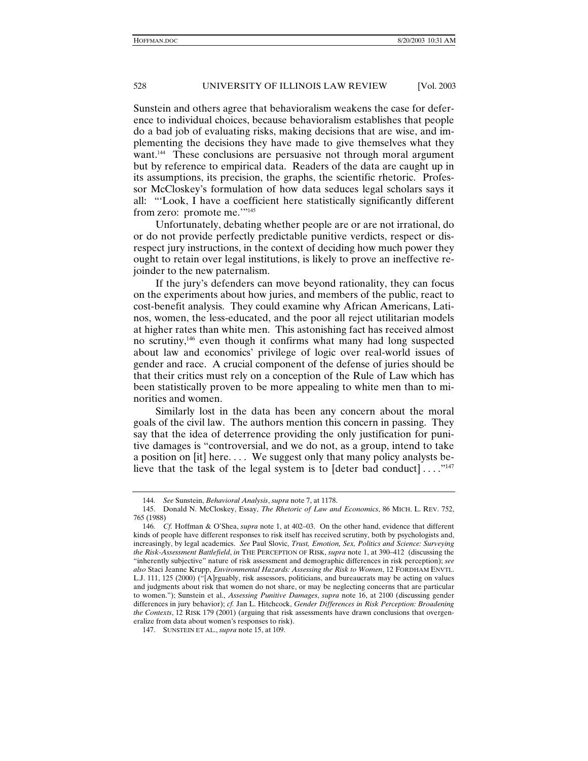Sunstein and others agree that behavioralism weakens the case for deference to individual choices, because behavioralism establishes that people do a bad job of evaluating risks, making decisions that are wise, and implementing the decisions they have made to give themselves what they want.[144] These conclusions are persuasive not through moral argument but by reference to empirical data. Readers of the data are caught up in its assumptions, its precision, the graphs, the scientific rhetoric. Professor McCloskey's formulation of how data seduces legal scholars says it all: "'Look, I have a coefficient here statistically significantly different from zero: promote me.'"[145]

Unfortunately, debating whether people are or are not irrational, do or do not provide perfectly predictable punitive verdicts, respect or disrespect jury instructions, in the context of deciding how much power they ought to retain over legal institutions, is likely to prove an ineffective rejoinder to the new paternalism.

If the jury's defenders can move beyond rationality, they can focus on the experiments about how juries, and members of the public, react to cost-benefit analysis. They could examine why African Americans, Latinos, women, the less-educated, and the poor all reject utilitarian models at higher rates than white men. This astonishing fact has received almost no scrutiny,[146] even though it confirms what many had long suspected about law and economics' privilege of logic over real-world issues of gender and race. A crucial component of the defense of juries should be that their critics must rely on a conception of the Rule of Law which has been statistically proven to be more appealing to white men than to minorities and women.

Similarly lost in the data has been any concern about the moral goals of the civil law. The authors mention this concern in passing. They say that the idea of deterrence providing the only justification for punitive damages is "controversial, and we do not, as a group, intend to take a position on [it] here. . . . We suggest only that many policy analysts believe that the task of the legal system is to [deter bad conduct] . . . ."[147]

---

144. *See* Sunstein, *Behavioral Analysis*, *supra* note 7, at 1178.

145. Donald N. McCloskey, Essay, *The Rhetoric of Law and Economics*, 86 MICH. L. REV. 752, 765 (1988)

146. *Cf.* Hoffman & O'Shea, *supra* note 1, at 402–03. On the other hand, evidence that different kinds of people have different responses to risk itself has received scrutiny, both by psychologists and, increasingly, by legal academics. *See* Paul Slovic, *Trust, Emotion, Sex, Politics and Science: Surveying the Risk-Assessment Battlefield*, *in* THE PERCEPTION OF RISK, *supra* note 1, at 390–412 (discussing the "inherently subjective" nature of risk assessment and demographic differences in risk perception); *see also* Staci Jeanne Krupp, *Environmental Hazards: Assessing the Risk to Women*, 12 FORDHAM ENVTL. L.J. 111, 125 (2000) ("[A]rguably, risk assessors, politicians, and bureaucrats may be acting on values and judgments about risk that women do not share, or may be neglecting concerns that are particular to women."); Sunstein et al., *Assessing Punitive Damages*, *supra* note 16, at 2100 (discussing gender differences in jury behavior); *cf.* Jan L. Hitchcock, *Gender Differences in Risk Perception: Broadening the Contexts*, 12 RISK 179 (2001) (arguing that risk assessments have drawn conclusions that overgeneralize from data about women's responses to risk).

147. SUNSTEIN ET AL., *supra* note 15, at 109.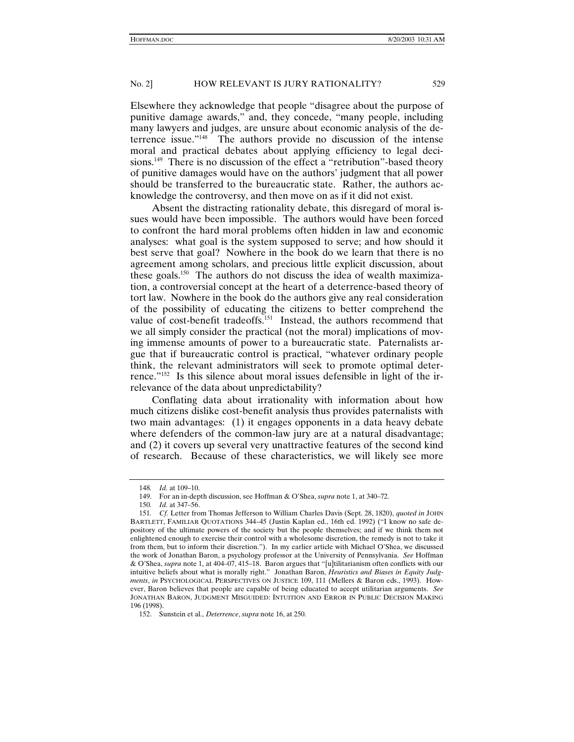Elsewhere they acknowledge that people "disagree about the purpose of punitive damage awards," and, they concede, "many people, including many lawyers and judges, are unsure about economic analysis of the deterrence issue."[148] The authors provide no discussion of the intense moral and practical debates about applying efficiency to legal decisions.[149] There is no discussion of the effect a "retribution"-based theory of punitive damages would have on the authors' judgment that all power should be transferred to the bureaucratic state. Rather, the authors acknowledge the controversy, and then move on as if it did not exist.

Absent the distracting rationality debate, this disregard of moral issues would have been impossible. The authors would have been forced to confront the hard moral problems often hidden in law and economic analyses: what goal is the system supposed to serve; and how should it best serve that goal? Nowhere in the book do we learn that there is no agreement among scholars, and precious little explicit discussion, about these goals.[150] The authors do not discuss the idea of wealth maximization, a controversial concept at the heart of a deterrence-based theory of tort law. Nowhere in the book do the authors give any real consideration of the possibility of educating the citizens to better comprehend the value of cost-benefit tradeoffs.[151] Instead, the authors recommend that we all simply consider the practical (not the moral) implications of moving immense amounts of power to a bureaucratic state. Paternalists argue that if bureaucratic control is practical, "whatever ordinary people think, the relevant administrators will seek to promote optimal deterrence."[152] Is this silence about moral issues defensible in light of the irrelevance of the data about unpredictability?

Conflating data about irrationality with information about how much citizens dislike cost-benefit analysis thus provides paternalists with two main advantages: (1) it engages opponents in a data heavy debate where defenders of the common-law jury are at a natural disadvantage; and (2) it covers up several very unattractive features of the second kind of research. Because of these characteristics, we will likely see more

---

148. *Id.* at 109–10.

149. For an in-depth discussion, see Hoffman & O'Shea, *supra* note 1, at 340–72.

150. *Id.* at 347–56.

151. *Cf.* Letter from Thomas Jefferson to William Charles Davis (Sept. 28, 1820), *quoted in* JOHN BARTLETT, FAMILIAR QUOTATIONS 344–45 (Justin Kaplan ed., 16th ed. 1992) ("I know no safe depository of the ultimate powers of the society but the people themselves; and if we think them not enlightened enough to exercise their control with a wholesome discretion, the remedy is not to take it from them, but to inform their discretion."). In my earlier article with Michael O'Shea, we discussed the work of Jonathan Baron, a psychology professor at the University of Pennsylvania. *See* Hoffman & O'Shea, *supra* note 1, at 404–07, 415–18. Baron argues that "[u]tilitarianism often conflicts with our intuitive beliefs about what is morally right." Jonathan Baron, *Heuristics and Biases in Equity Judgments*, *in* PSYCHOLOGICAL PERSPECTIVES ON JUSTICE 109, 111 (Mellers & Baron eds., 1993). However, Baron believes that people are capable of being educated to accept utilitarian arguments. *See* JONATHAN BARON, JUDGMENT MISGUIDED: INTUITION AND ERROR IN PUBLIC DECISION MAKING 196 (1998).

152. Sunstein et al., *Deterrence*, *supra* note 16, at 250.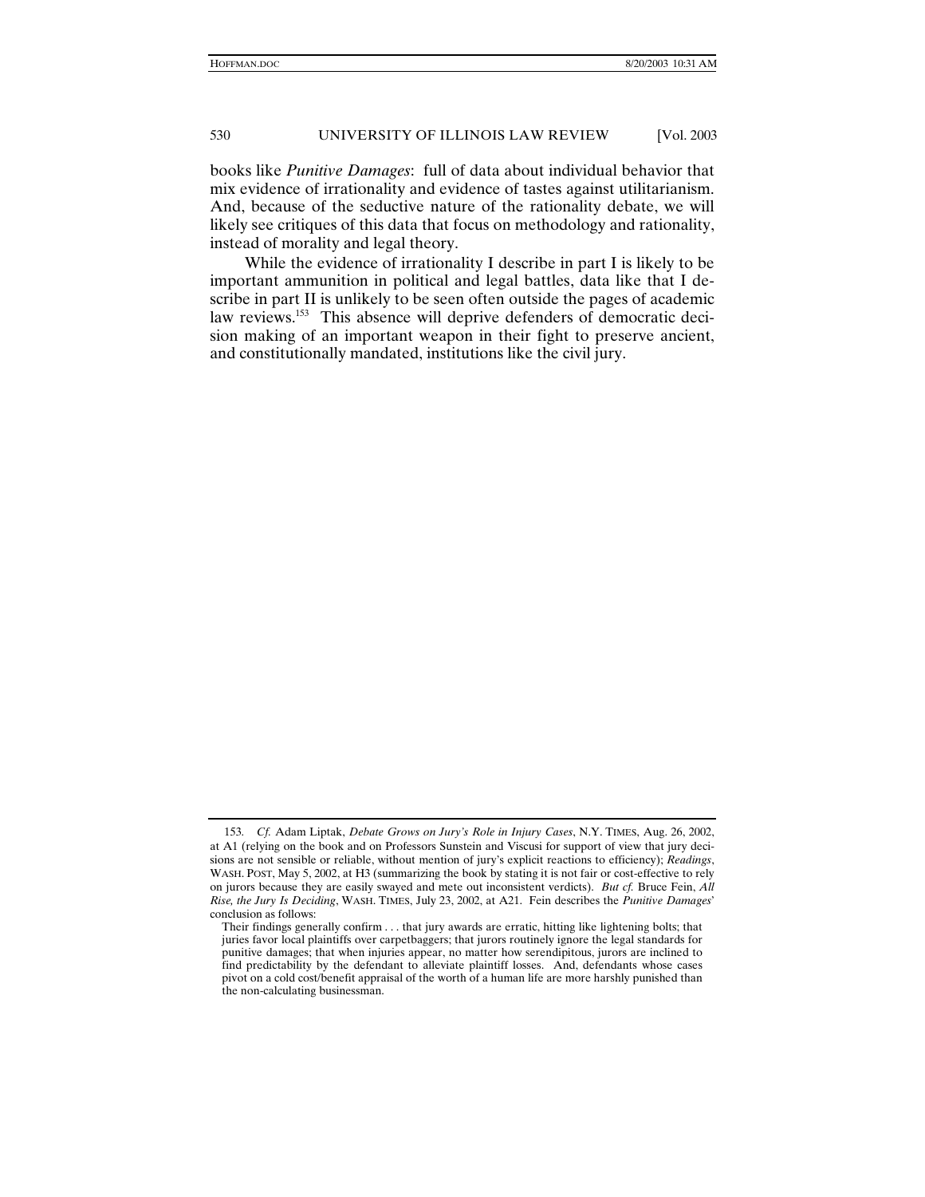books like *Punitive Damages*: full of data about individual behavior that mix evidence of irrationality and evidence of tastes against utilitarianism. And, because of the seductive nature of the rationality debate, we will likely see critiques of this data that focus on methodology and rationality, instead of morality and legal theory.

While the evidence of irrationality I describe in part I is likely to be important ammunition in political and legal battles, data like that I describe in part II is unlikely to be seen often outside the pages of academic law reviews.[153] This absence will deprive defenders of democratic decision making of an important weapon in their fight to preserve ancient, and constitutionally mandated, institutions like the civil jury.

---

153. *Cf.* Adam Liptak, *Debate Grows on Jury's Role in Injury Cases*, N.Y. TIMES, Aug. 26, 2002, at A1 (relying on the book and on Professors Sunstein and Viscusi for support of view that jury decisions are not sensible or reliable, without mention of jury's explicit reactions to efficiency); *Readings*, WASH. POST, May 5, 2002, at H3 (summarizing the book by stating it is not fair or cost-effective to rely on jurors because they are easily swayed and mete out inconsistent verdicts). *But cf.* Bruce Fein, *All Rise, the Jury Is Deciding*, WASH. TIMES, July 23, 2002, at A21. Fein describes the *Punitive Damages*' conclusion as follows:

> Their findings generally confirm . . . that jury awards are erratic, hitting like lightening bolts; that juries favor local plaintiffs over carpetbaggers; that jurors routinely ignore the legal standards for punitive damages; that when injuries appear, no matter how serendipitous, jurors are inclined to find predictability by the defendant to alleviate plaintiff losses. And, defendants whose cases pivot on a cold cost/benefit appraisal of the worth of a human life are more harshly punished than the non-calculating businessman.